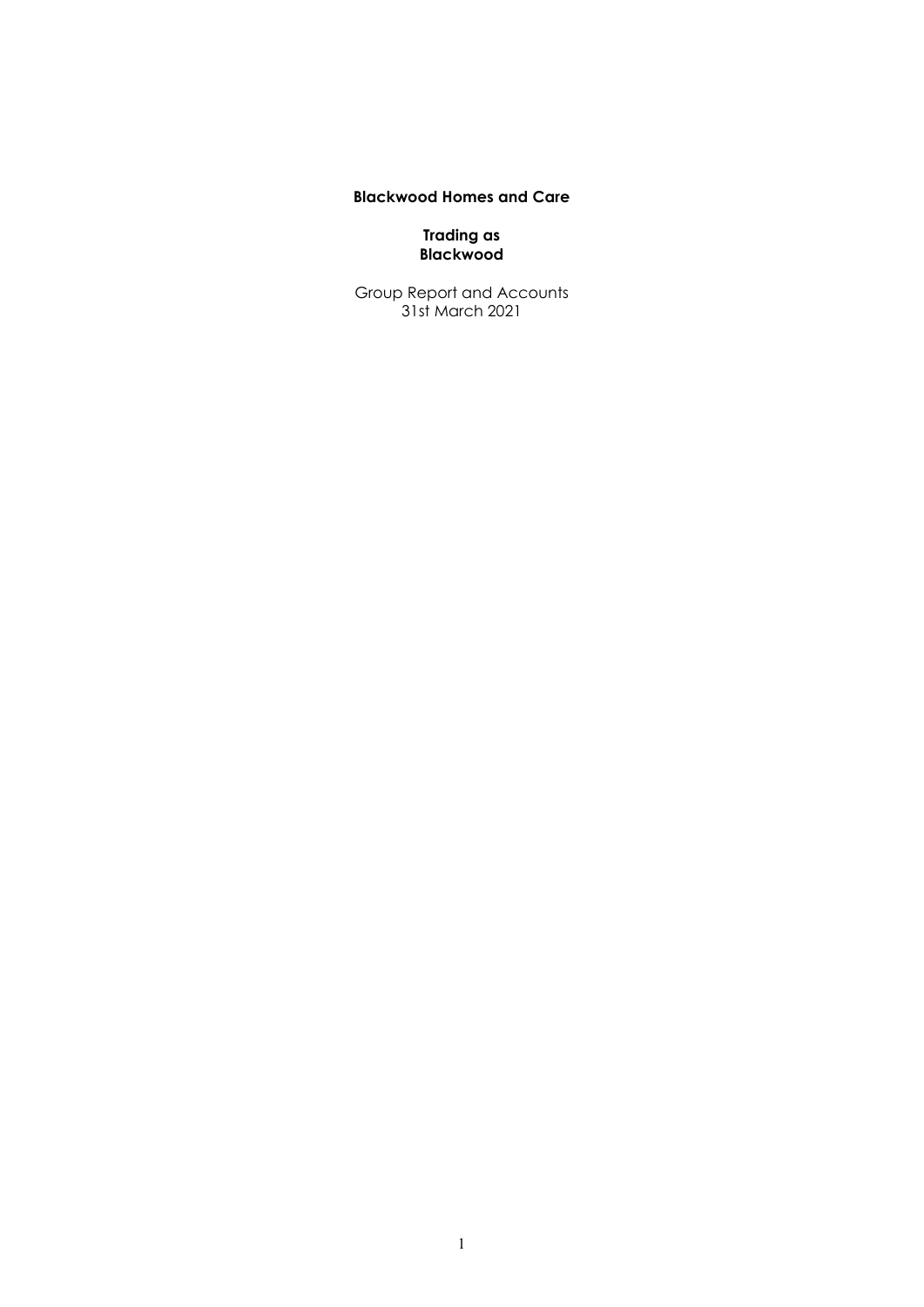**Blackwood Homes and Care**

**Trading as**
**Blackwood**

Group Report and Accounts
31st March 2021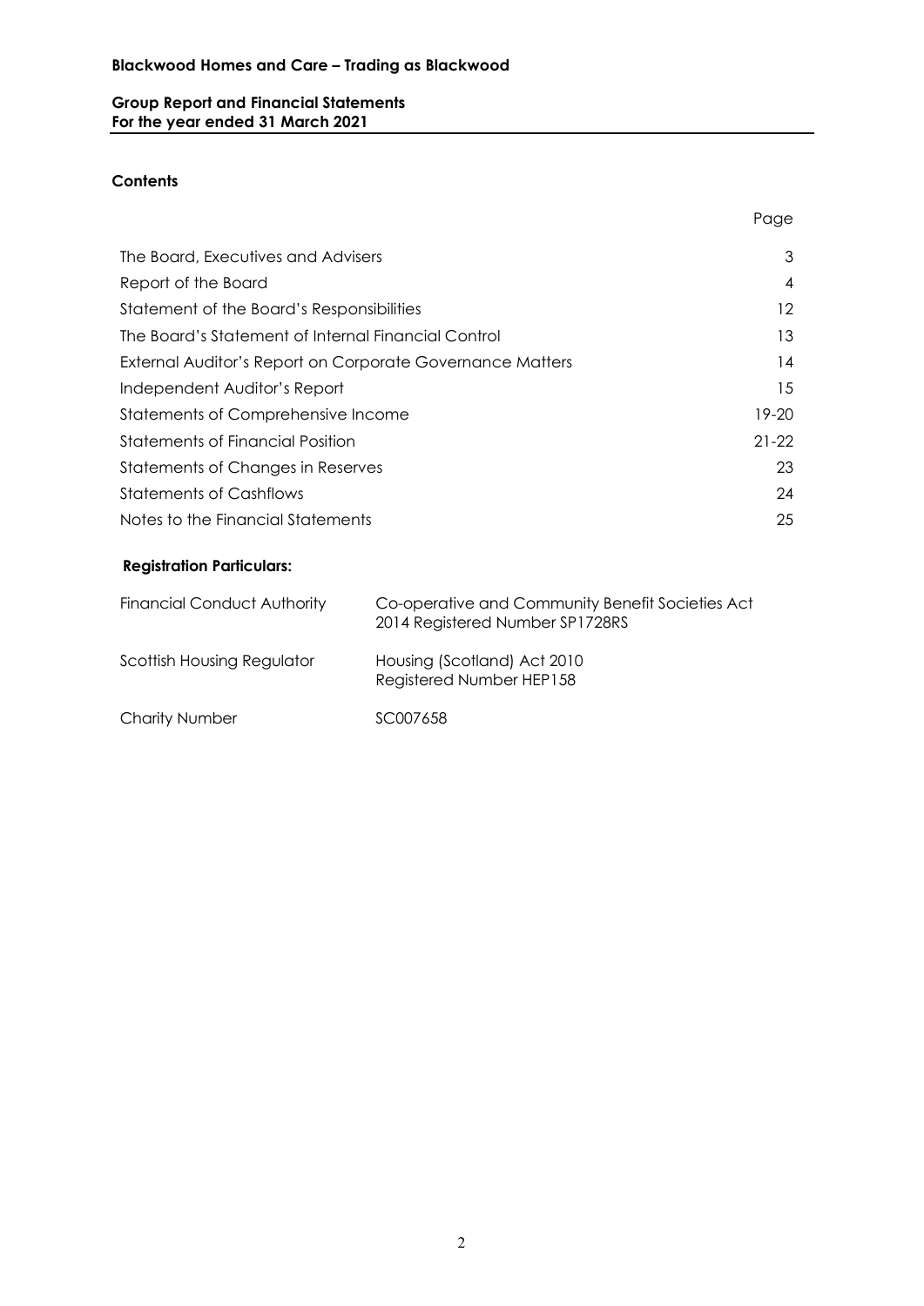**Blackwood Homes and Care – Trading as Blackwood**

**Group Report and Financial Statements**
**For the year ended 31 March 2021**

## Contents

| | Page |
|---|---|
| The Board, Executives and Advisers | 3 |
| Report of the Board | 4 |
| Statement of the Board's Responsibilities | 12 |
| The Board's Statement of Internal Financial Control | 13 |
| External Auditor's Report on Corporate Governance Matters | 14 |
| Independent Auditor's Report | 15 |
| Statements of Comprehensive Income | 19-20 |
| Statements of Financial Position | 21-22 |
| Statements of Changes in Reserves | 23 |
| Statements of Cashflows | 24 |
| Notes to the Financial Statements | 25 |

## Registration Particulars:

| | |
|---|---|
| Financial Conduct Authority | Co-operative and Community Benefit Societies Act 2014 Registered Number SP1728RS |
| Scottish Housing Regulator | Housing (Scotland) Act 2010 Registered Number HEP158 |
| Charity Number | SC007658 |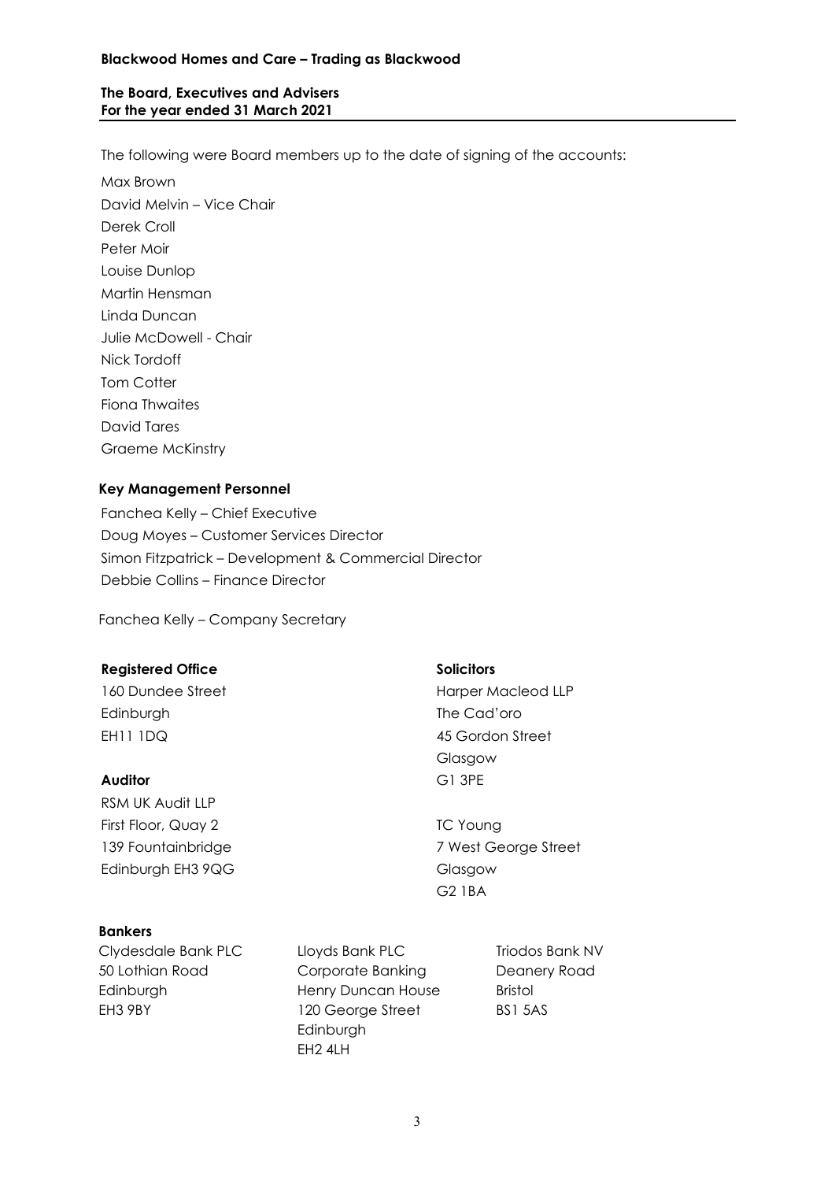# Blackwood Homes and Care – Trading as Blackwood

## The Board, Executives and Advisers
## For the year ended 31 March 2021

The following were Board members up to the date of signing of the accounts:

Max Brown
David Melvin – Vice Chair
Derek Croll
Peter Moir
Louise Dunlop
Martin Hensman
Linda Duncan
Julie McDowell - Chair
Nick Tordoff
Tom Cotter
Fiona Thwaites
David Tares
Graeme McKinstry

### Key Management Personnel

Fanchea Kelly – Chief Executive
Doug Moyes – Customer Services Director
Simon Fitzpatrick – Development & Commercial Director
Debbie Collins – Finance Director

Fanchea Kelly – Company Secretary

### Registered Office

160 Dundee Street
Edinburgh
EH11 1DQ

### Auditor

RSM UK Audit LLP
First Floor, Quay 2
139 Fountainbridge
Edinburgh EH3 9QG

### Solicitors

Harper Macleod LLP
The Cad'oro
45 Gordon Street
Glasgow
G1 3PE

TC Young
7 West George Street
Glasgow
G2 1BA

### Bankers

Clydesdale Bank PLC
50 Lothian Road
Edinburgh
EH3 9BY

Lloyds Bank PLC
Corporate Banking
Henry Duncan House
120 George Street
Edinburgh
EH2 4LH

Triodos Bank NV
Deanery Road
Bristol
BS1 5AS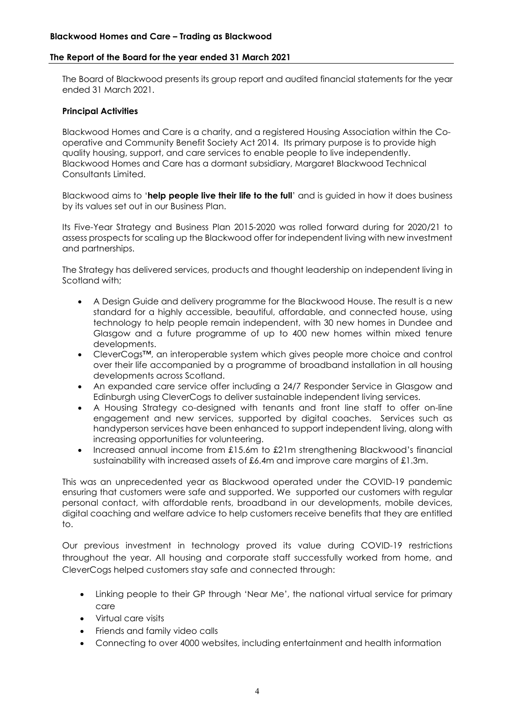**Blackwood Homes and Care – Trading as Blackwood**

**The Report of the Board for the year ended 31 March 2021**

The Board of Blackwood presents its group report and audited financial statements for the year ended 31 March 2021.

**Principal Activities**

Blackwood Homes and Care is a charity, and a registered Housing Association within the Co-operative and Community Benefit Society Act 2014. Its primary purpose is to provide high quality housing, support, and care services to enable people to live independently. Blackwood Homes and Care has a dormant subsidiary, Margaret Blackwood Technical Consultants Limited.

Blackwood aims to '**help people live their life to the full**' and is guided in how it does business by its values set out in our Business Plan.

Its Five-Year Strategy and Business Plan 2015-2020 was rolled forward during for 2020/21 to assess prospects for scaling up the Blackwood offer for independent living with new investment and partnerships.

The Strategy has delivered services, products and thought leadership on independent living in Scotland with;

- A Design Guide and delivery programme for the Blackwood House. The result is a new standard for a highly accessible, beautiful, affordable, and connected house, using technology to help people remain independent, with 30 new homes in Dundee and Glasgow and a future programme of up to 400 new homes within mixed tenure developments.
- CleverCogs™, an interoperable system which gives people more choice and control over their life accompanied by a programme of broadband installation in all housing developments across Scotland.
- An expanded care service offer including a 24/7 Responder Service in Glasgow and Edinburgh using CleverCogs to deliver sustainable independent living services.
- A Housing Strategy co-designed with tenants and front line staff to offer on-line engagement and new services, supported by digital coaches. Services such as handyperson services have been enhanced to support independent living, along with increasing opportunities for volunteering.
- Increased annual income from £15.6m to £21m strengthening Blackwood's financial sustainability with increased assets of £6.4m and improve care margins of £1.3m.

This was an unprecedented year as Blackwood operated under the COVID-19 pandemic ensuring that customers were safe and supported. We supported our customers with regular personal contact, with affordable rents, broadband in our developments, mobile devices, digital coaching and welfare advice to help customers receive benefits that they are entitled to.

Our previous investment in technology proved its value during COVID-19 restrictions throughout the year. All housing and corporate staff successfully worked from home, and CleverCogs helped customers stay safe and connected through:

- Linking people to their GP through 'Near Me', the national virtual service for primary care
- Virtual care visits
- Friends and family video calls
- Connecting to over 4000 websites, including entertainment and health information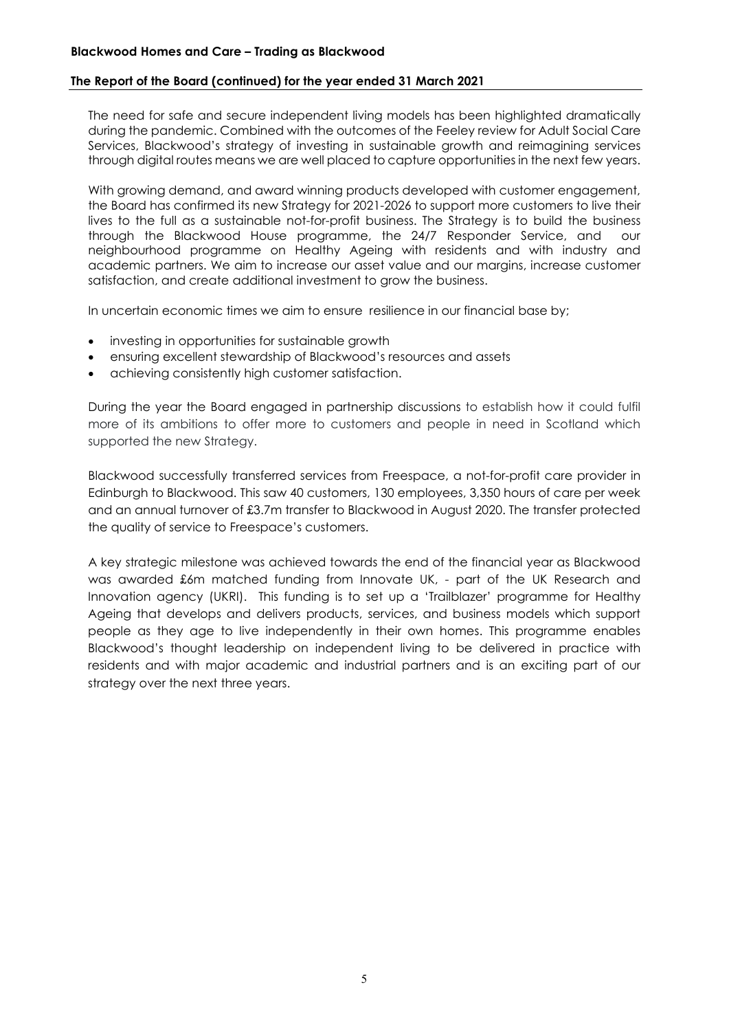**Blackwood Homes and Care – Trading as Blackwood**

**The Report of the Board (continued) for the year ended 31 March 2021**

The need for safe and secure independent living models has been highlighted dramatically during the pandemic. Combined with the outcomes of the Feeley review for Adult Social Care Services, Blackwood's strategy of investing in sustainable growth and reimagining services through digital routes means we are well placed to capture opportunities in the next few years.

With growing demand, and award winning products developed with customer engagement, the Board has confirmed its new Strategy for 2021-2026 to support more customers to live their lives to the full as a sustainable not-for-profit business. The Strategy is to build the business through the Blackwood House programme, the 24/7 Responder Service, and our neighbourhood programme on Healthy Ageing with residents and with industry and academic partners. We aim to increase our asset value and our margins, increase customer satisfaction, and create additional investment to grow the business.

In uncertain economic times we aim to ensure resilience in our financial base by;

- investing in opportunities for sustainable growth
- ensuring excellent stewardship of Blackwood's resources and assets
- achieving consistently high customer satisfaction.

During the year the Board engaged in partnership discussions to establish how it could fulfil more of its ambitions to offer more to customers and people in need in Scotland which supported the new Strategy.

Blackwood successfully transferred services from Freespace, a not-for-profit care provider in Edinburgh to Blackwood. This saw 40 customers, 130 employees, 3,350 hours of care per week and an annual turnover of £3.7m transfer to Blackwood in August 2020. The transfer protected the quality of service to Freespace's customers.

A key strategic milestone was achieved towards the end of the financial year as Blackwood was awarded £6m matched funding from Innovate UK, - part of the UK Research and Innovation agency (UKRI). This funding is to set up a 'Trailblazer' programme for Healthy Ageing that develops and delivers products, services, and business models which support people as they age to live independently in their own homes. This programme enables Blackwood's thought leadership on independent living to be delivered in practice with residents and with major academic and industrial partners and is an exciting part of our strategy over the next three years.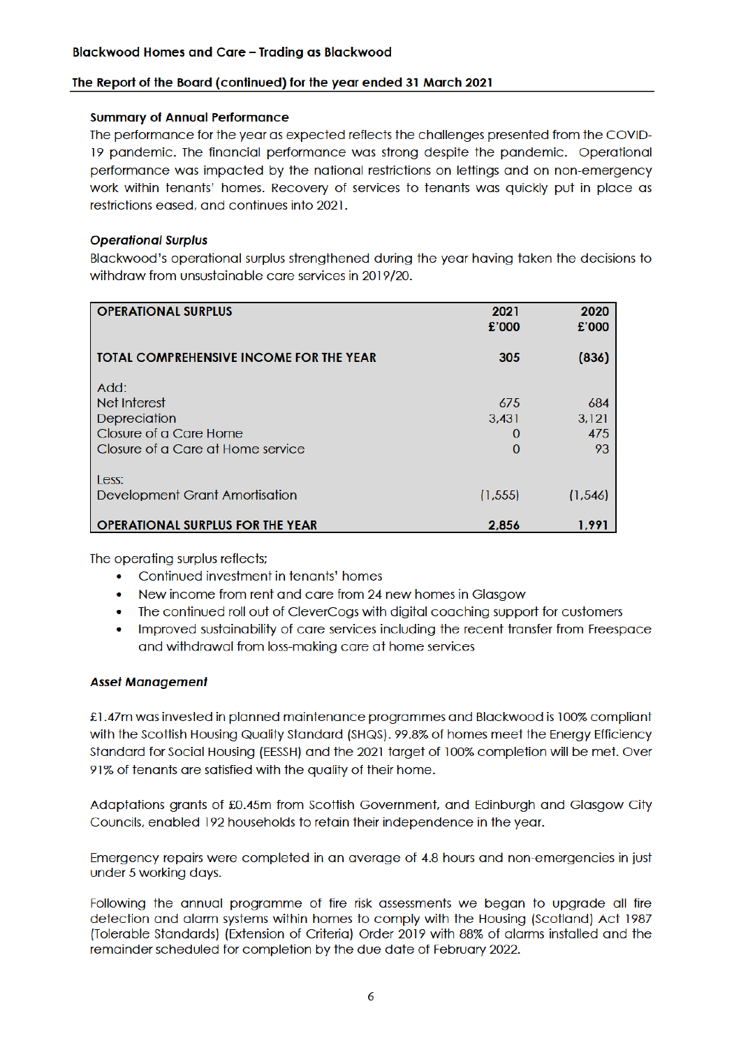Blackwood Homes and Care – Trading as Blackwood

**The Report of the Board (continued) for the year ended 31 March 2021**

### Summary of Annual Performance

The performance for the year as expected reflects the challenges presented from the COVID-19 pandemic. The financial performance was strong despite the pandemic. Operational performance was impacted by the national restrictions on lettings and on non-emergency work within tenants' homes. Recovery of services to tenants was quickly put in place as restrictions eased, and continues into 2021.

### *Operational Surplus*

Blackwood's operational surplus strengthened during the year having taken the decisions to withdraw from unsustainable care services in 2019/20.

| OPERATIONAL SURPLUS | 2021 £'000 | 2020 £'000 |
|---|---|---|
| **TOTAL COMPREHENSIVE INCOME FOR THE YEAR** | **305** | **(836)** |
| Add: | | |
| Net Interest | 675 | 684 |
| Depreciation | 3,431 | 3,121 |
| Closure of a Care Home | 0 | 475 |
| Closure of a Care at Home service | 0 | 93 |
| Less: | | |
| Development Grant Amortisation | (1,555) | (1,546) |
| **OPERATIONAL SURPLUS FOR THE YEAR** | **2,856** | **1,991** |

The operating surplus reflects;

- Continued investment in tenants' homes
- New income from rent and care from 24 new homes in Glasgow
- The continued roll out of CleverCogs with digital coaching support for customers
- Improved sustainability of care services including the recent transfer from Freespace and withdrawal from loss-making care at home services

### *Asset Management*

£1.47m was invested in planned maintenance programmes and Blackwood is 100% compliant with the Scottish Housing Quality Standard (SHQS). 99.8% of homes meet the Energy Efficiency Standard for Social Housing (EESSH) and the 2021 target of 100% completion will be met. Over 91% of tenants are satisfied with the quality of their home.

Adaptations grants of £0.45m from Scottish Government, and Edinburgh and Glasgow City Councils, enabled 192 households to retain their independence in the year.

Emergency repairs were completed in an average of 4.8 hours and non-emergencies in just under 5 working days.

Following the annual programme of fire risk assessments we began to upgrade all fire detection and alarm systems within homes to comply with the Housing (Scotland) Act 1987 (Tolerable Standards) (Extension of Criteria) Order 2019 with 88% of alarms installed and the remainder scheduled for completion by the due date of February 2022.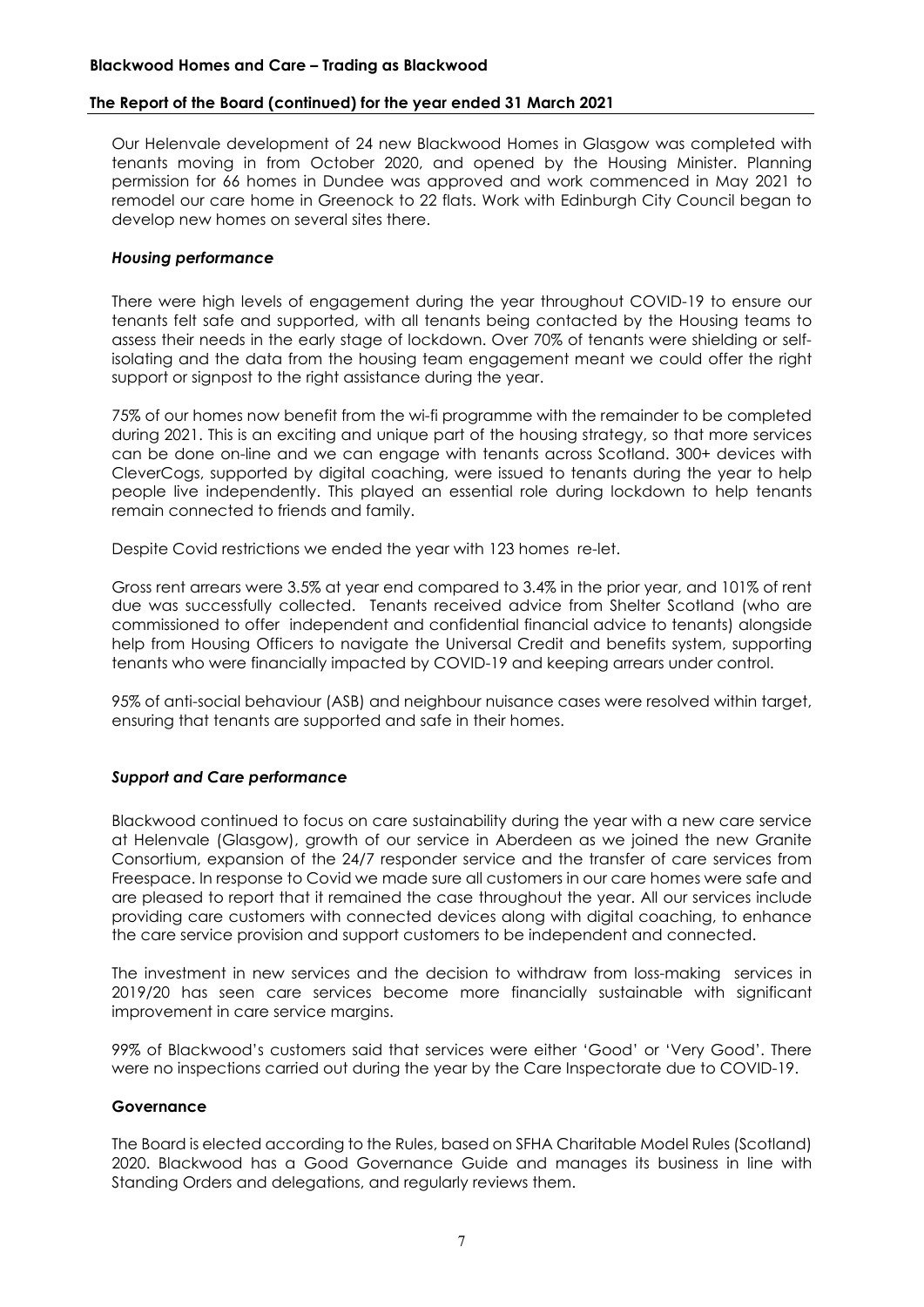Our Helenvale development of 24 new Blackwood Homes in Glasgow was completed with tenants moving in from October 2020, and opened by the Housing Minister. Planning permission for 66 homes in Dundee was approved and work commenced in May 2021 to remodel our care home in Greenock to 22 flats. Work with Edinburgh City Council began to develop new homes on several sites there.

### *Housing performance*

There were high levels of engagement during the year throughout COVID-19 to ensure our tenants felt safe and supported, with all tenants being contacted by the Housing teams to assess their needs in the early stage of lockdown. Over 70% of tenants were shielding or self-isolating and the data from the housing team engagement meant we could offer the right support or signpost to the right assistance during the year.

75% of our homes now benefit from the wi-fi programme with the remainder to be completed during 2021. This is an exciting and unique part of the housing strategy, so that more services can be done on-line and we can engage with tenants across Scotland. 300+ devices with CleverCogs, supported by digital coaching, were issued to tenants during the year to help people live independently. This played an essential role during lockdown to help tenants remain connected to friends and family.

Despite Covid restrictions we ended the year with 123 homes re-let.

Gross rent arrears were 3.5% at year end compared to 3.4% in the prior year, and 101% of rent due was successfully collected. Tenants received advice from Shelter Scotland (who are commissioned to offer independent and confidential financial advice to tenants) alongside help from Housing Officers to navigate the Universal Credit and benefits system, supporting tenants who were financially impacted by COVID-19 and keeping arrears under control.

95% of anti-social behaviour (ASB) and neighbour nuisance cases were resolved within target, ensuring that tenants are supported and safe in their homes.

### *Support and Care performance*

Blackwood continued to focus on care sustainability during the year with a new care service at Helenvale (Glasgow), growth of our service in Aberdeen as we joined the new Granite Consortium, expansion of the 24/7 responder service and the transfer of care services from Freespace. In response to Covid we made sure all customers in our care homes were safe and are pleased to report that it remained the case throughout the year. All our services include providing care customers with connected devices along with digital coaching, to enhance the care service provision and support customers to be independent and connected.

The investment in new services and the decision to withdraw from loss-making services in 2019/20 has seen care services become more financially sustainable with significant improvement in care service margins.

99% of Blackwood's customers said that services were either 'Good' or 'Very Good'. There were no inspections carried out during the year by the Care Inspectorate due to COVID-19.

### **Governance**

The Board is elected according to the Rules, based on SFHA Charitable Model Rules (Scotland) 2020. Blackwood has a Good Governance Guide and manages its business in line with Standing Orders and delegations, and regularly reviews them.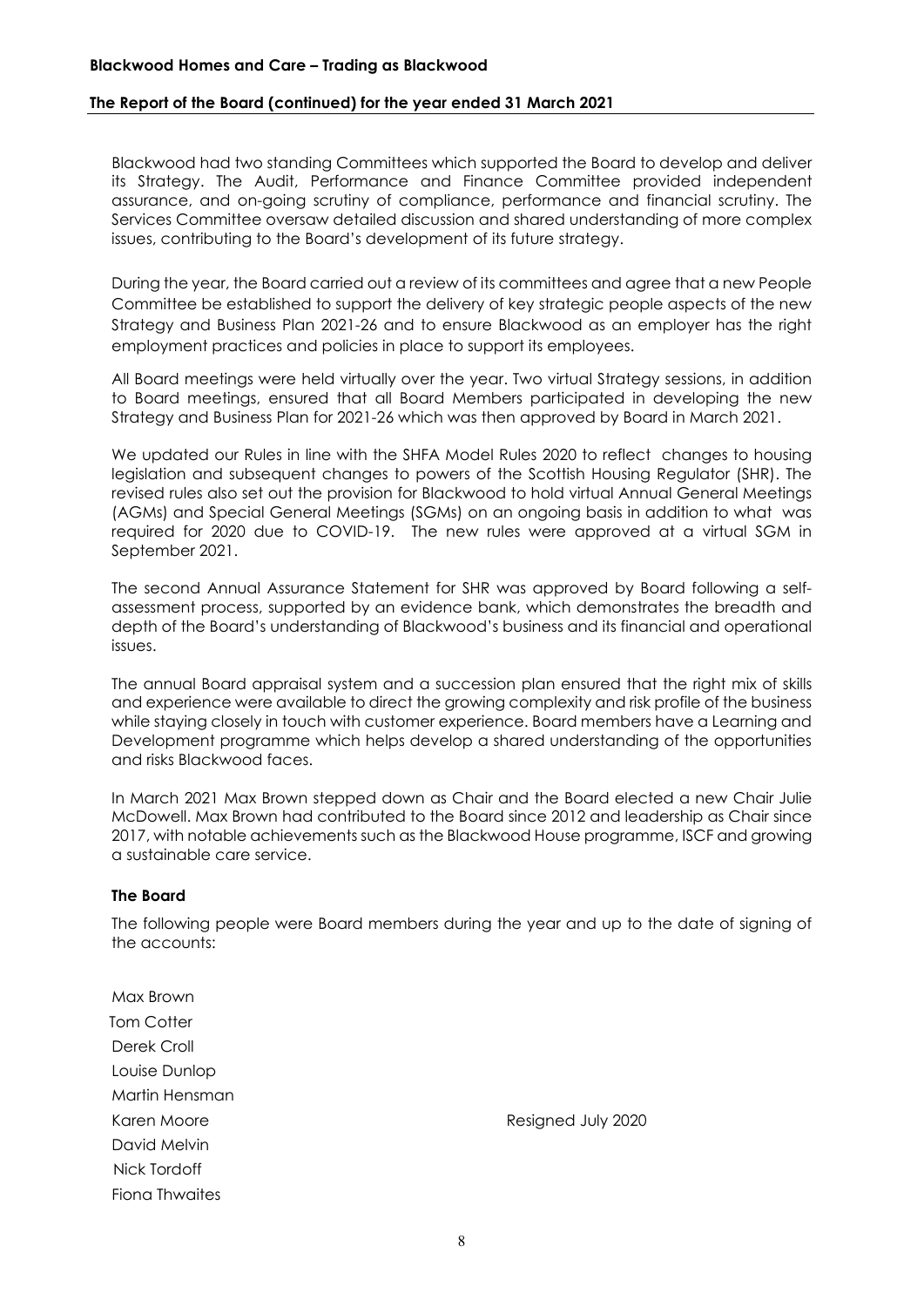Blackwood had two standing Committees which supported the Board to develop and deliver its Strategy. The Audit, Performance and Finance Committee provided independent assurance, and on-going scrutiny of compliance, performance and financial scrutiny. The Services Committee oversaw detailed discussion and shared understanding of more complex issues, contributing to the Board's development of its future strategy.

During the year, the Board carried out a review of its committees and agree that a new People Committee be established to support the delivery of key strategic people aspects of the new Strategy and Business Plan 2021-26 and to ensure Blackwood as an employer has the right employment practices and policies in place to support its employees.

All Board meetings were held virtually over the year. Two virtual Strategy sessions, in addition to Board meetings, ensured that all Board Members participated in developing the new Strategy and Business Plan for 2021-26 which was then approved by Board in March 2021.

We updated our Rules in line with the SHFA Model Rules 2020 to reflect changes to housing legislation and subsequent changes to powers of the Scottish Housing Regulator (SHR). The revised rules also set out the provision for Blackwood to hold virtual Annual General Meetings (AGMs) and Special General Meetings (SGMs) on an ongoing basis in addition to what was required for 2020 due to COVID-19. The new rules were approved at a virtual SGM in September 2021.

The second Annual Assurance Statement for SHR was approved by Board following a self-assessment process, supported by an evidence bank, which demonstrates the breadth and depth of the Board's understanding of Blackwood's business and its financial and operational issues.

The annual Board appraisal system and a succession plan ensured that the right mix of skills and experience were available to direct the growing complexity and risk profile of the business while staying closely in touch with customer experience. Board members have a Learning and Development programme which helps develop a shared understanding of the opportunities and risks Blackwood faces.

In March 2021 Max Brown stepped down as Chair and the Board elected a new Chair Julie McDowell. Max Brown had contributed to the Board since 2012 and leadership as Chair since 2017, with notable achievements such as the Blackwood House programme, ISCF and growing a sustainable care service.

**The Board**

The following people were Board members during the year and up to the date of signing of the accounts:

| | |
|---|---|
| Max Brown | |
| Tom Cotter | |
| Derek Croll | |
| Louise Dunlop | |
| Martin Hensman | |
| Karen Moore | Resigned July 2020 |
| David Melvin | |
| Nick Tordoff | |
| Fiona Thwaites | |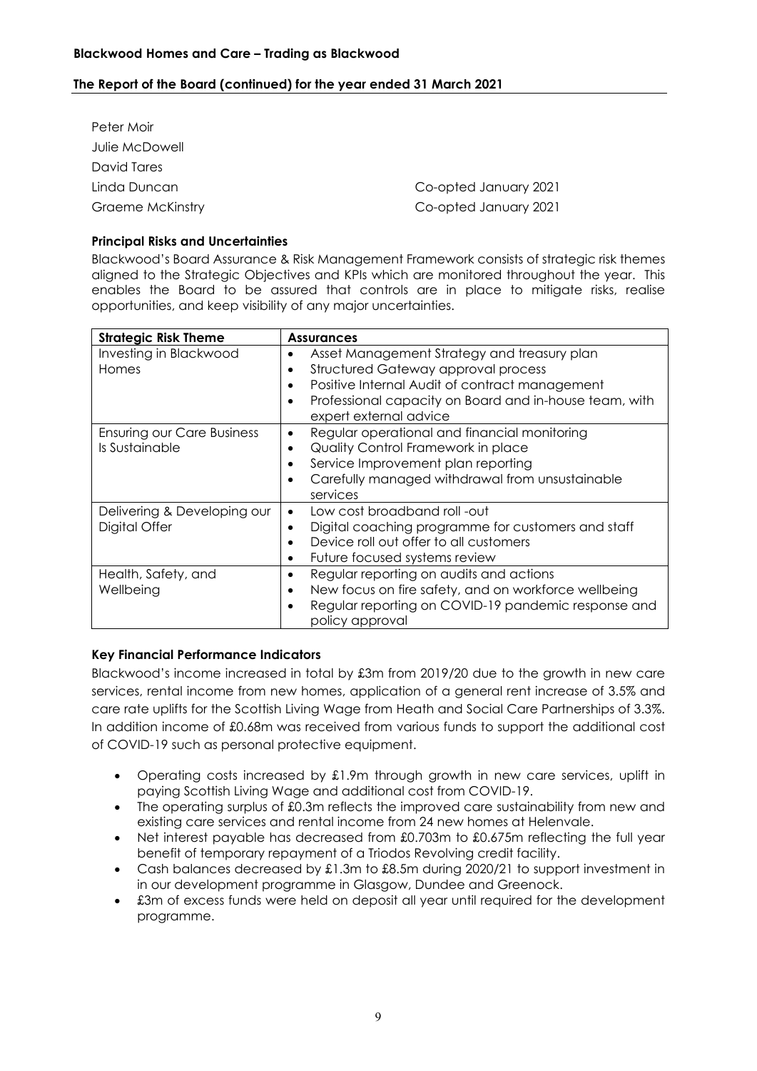Peter Moir
Julie McDowell
David Tares
Linda Duncan — Co-opted January 2021
Graeme McKinstry — Co-opted January 2021

**Principal Risks and Uncertainties**

Blackwood's Board Assurance & Risk Management Framework consists of strategic risk themes aligned to the Strategic Objectives and KPIs which are monitored throughout the year. This enables the Board to be assured that controls are in place to mitigate risks, realise opportunities, and keep visibility of any major uncertainties.

| Strategic Risk Theme | Assurances |
|---|---|
| Investing in Blackwood Homes | • Asset Management Strategy and treasury plan<br>• Structured Gateway approval process<br>• Positive Internal Audit of contract management<br>• Professional capacity on Board and in-house team, with expert external advice |
| Ensuring our Care Business Is Sustainable | • Regular operational and financial monitoring<br>• Quality Control Framework in place<br>• Service Improvement plan reporting<br>• Carefully managed withdrawal from unsustainable services |
| Delivering & Developing our Digital Offer | • Low cost broadband roll -out<br>• Digital coaching programme for customers and staff<br>• Device roll out offer to all customers<br>• Future focused systems review |
| Health, Safety, and Wellbeing | • Regular reporting on audits and actions<br>• New focus on fire safety, and on workforce wellbeing<br>• Regular reporting on COVID-19 pandemic response and policy approval |

**Key Financial Performance Indicators**

Blackwood's income increased in total by £3m from 2019/20 due to the growth in new care services, rental income from new homes, application of a general rent increase of 3.5% and care rate uplifts for the Scottish Living Wage from Heath and Social Care Partnerships of 3.3%. In addition income of £0.68m was received from various funds to support the additional cost of COVID-19 such as personal protective equipment.

- Operating costs increased by £1.9m through growth in new care services, uplift in paying Scottish Living Wage and additional cost from COVID-19.
- The operating surplus of £0.3m reflects the improved care sustainability from new and existing care services and rental income from 24 new homes at Helenvale.
- Net interest payable has decreased from £0.703m to £0.675m reflecting the full year benefit of temporary repayment of a Triodos Revolving credit facility.
- Cash balances decreased by £1.3m to £8.5m during 2020/21 to support investment in in our development programme in Glasgow, Dundee and Greenock.
- £3m of excess funds were held on deposit all year until required for the development programme.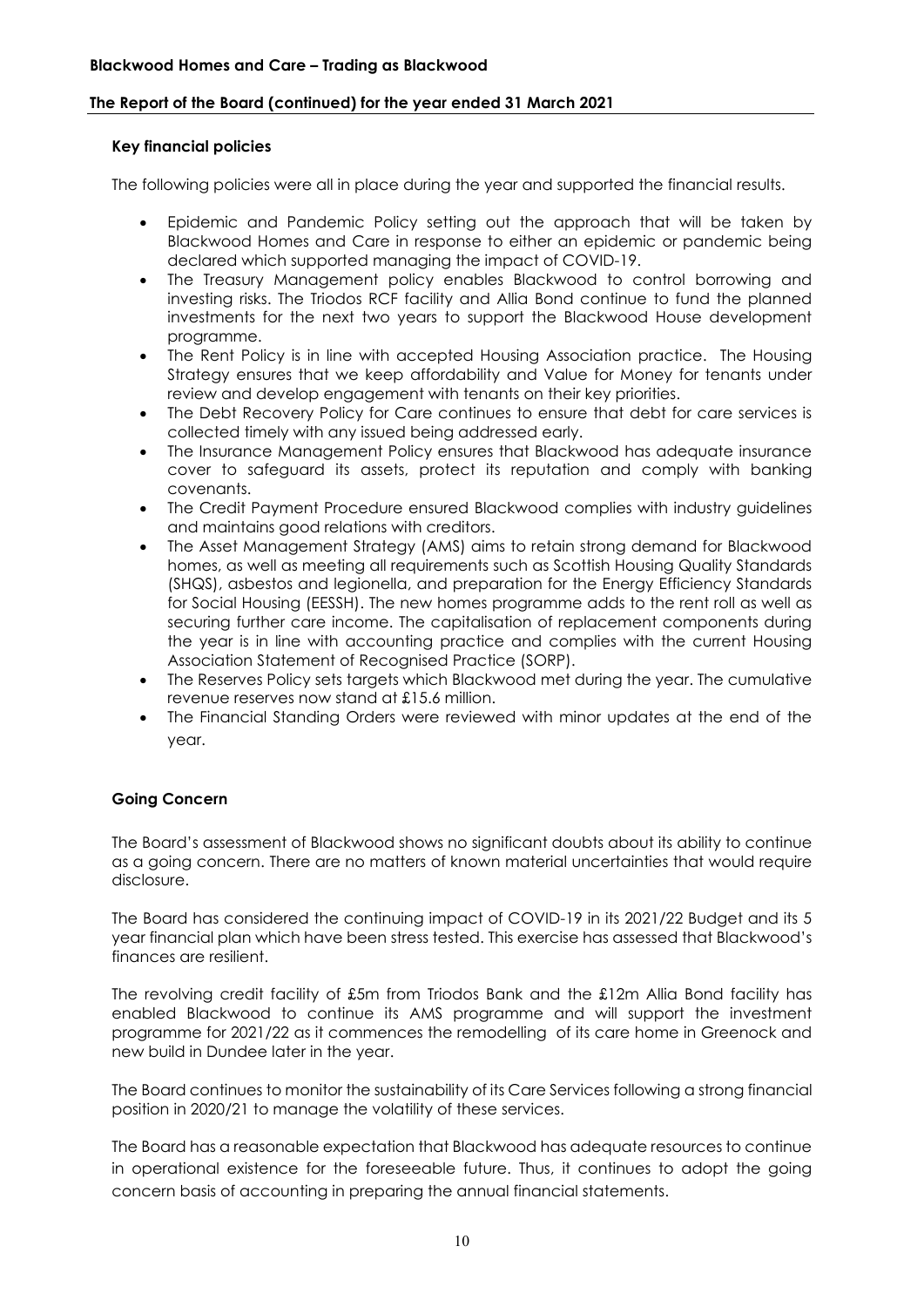### Key financial policies

The following policies were all in place during the year and supported the financial results.

- Epidemic and Pandemic Policy setting out the approach that will be taken by Blackwood Homes and Care in response to either an epidemic or pandemic being declared which supported managing the impact of COVID-19.
- The Treasury Management policy enables Blackwood to control borrowing and investing risks. The Triodos RCF facility and Allia Bond continue to fund the planned investments for the next two years to support the Blackwood House development programme.
- The Rent Policy is in line with accepted Housing Association practice. The Housing Strategy ensures that we keep affordability and Value for Money for tenants under review and develop engagement with tenants on their key priorities.
- The Debt Recovery Policy for Care continues to ensure that debt for care services is collected timely with any issued being addressed early.
- The Insurance Management Policy ensures that Blackwood has adequate insurance cover to safeguard its assets, protect its reputation and comply with banking covenants.
- The Credit Payment Procedure ensured Blackwood complies with industry guidelines and maintains good relations with creditors.
- The Asset Management Strategy (AMS) aims to retain strong demand for Blackwood homes, as well as meeting all requirements such as Scottish Housing Quality Standards (SHQS), asbestos and legionella, and preparation for the Energy Efficiency Standards for Social Housing (EESSH). The new homes programme adds to the rent roll as well as securing further care income. The capitalisation of replacement components during the year is in line with accounting practice and complies with the current Housing Association Statement of Recognised Practice (SORP).
- The Reserves Policy sets targets which Blackwood met during the year. The cumulative revenue reserves now stand at £15.6 million.
- The Financial Standing Orders were reviewed with minor updates at the end of the year.

### Going Concern

The Board's assessment of Blackwood shows no significant doubts about its ability to continue as a going concern. There are no matters of known material uncertainties that would require disclosure.

The Board has considered the continuing impact of COVID-19 in its 2021/22 Budget and its 5 year financial plan which have been stress tested. This exercise has assessed that Blackwood's finances are resilient.

The revolving credit facility of £5m from Triodos Bank and the £12m Allia Bond facility has enabled Blackwood to continue its AMS programme and will support the investment programme for 2021/22 as it commences the remodelling of its care home in Greenock and new build in Dundee later in the year.

The Board continues to monitor the sustainability of its Care Services following a strong financial position in 2020/21 to manage the volatility of these services.

The Board has a reasonable expectation that Blackwood has adequate resources to continue in operational existence for the foreseeable future. Thus, it continues to adopt the going concern basis of accounting in preparing the annual financial statements.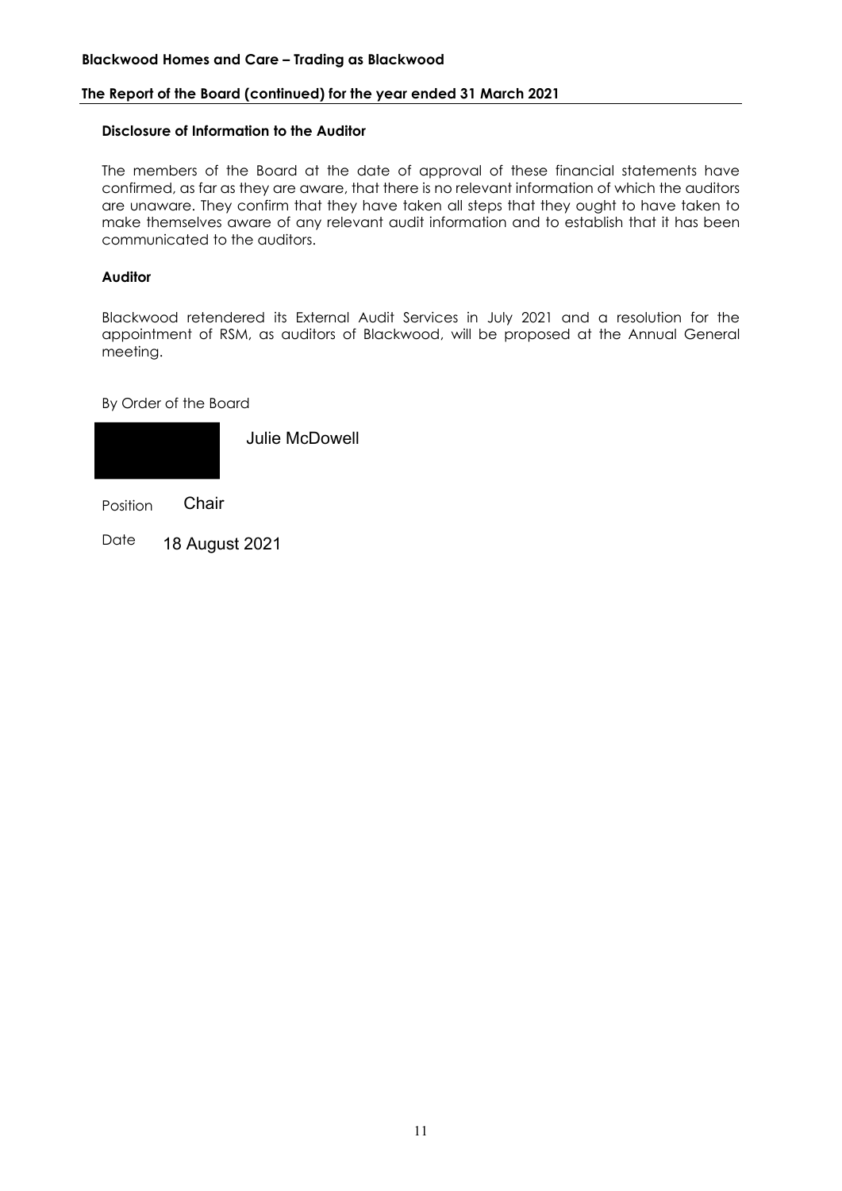### Disclosure of Information to the Auditor

The members of the Board at the date of approval of these financial statements have confirmed, as far as they are aware, that there is no relevant information of which the auditors are unaware. They confirm that they have taken all steps that they ought to have taken to make themselves aware of any relevant audit information and to establish that it has been communicated to the auditors.

### Auditor

Blackwood retendered its External Audit Services in July 2021 and a resolution for the appointment of RSM, as auditors of Blackwood, will be proposed at the Annual General meeting.

By Order of the Board

Julie McDowell

Position Chair

Date 18 August 2021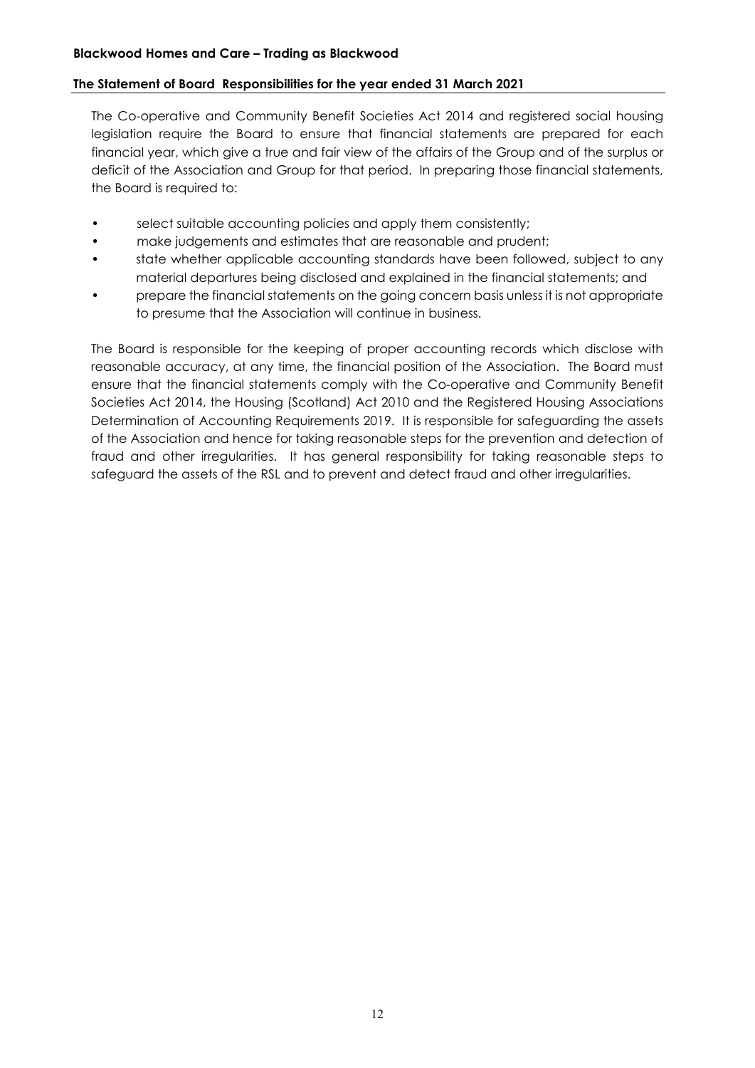**Blackwood Homes and Care – Trading as Blackwood**

## The Statement of Board Responsibilities for the year ended 31 March 2021

The Co-operative and Community Benefit Societies Act 2014 and registered social housing legislation require the Board to ensure that financial statements are prepared for each financial year, which give a true and fair view of the affairs of the Group and of the surplus or deficit of the Association and Group for that period. In preparing those financial statements, the Board is required to:

- select suitable accounting policies and apply them consistently;
- make judgements and estimates that are reasonable and prudent;
- state whether applicable accounting standards have been followed, subject to any material departures being disclosed and explained in the financial statements; and
- prepare the financial statements on the going concern basis unless it is not appropriate to presume that the Association will continue in business.

The Board is responsible for the keeping of proper accounting records which disclose with reasonable accuracy, at any time, the financial position of the Association. The Board must ensure that the financial statements comply with the Co-operative and Community Benefit Societies Act 2014, the Housing (Scotland) Act 2010 and the Registered Housing Associations Determination of Accounting Requirements 2019. It is responsible for safeguarding the assets of the Association and hence for taking reasonable steps for the prevention and detection of fraud and other irregularities. It has general responsibility for taking reasonable steps to safeguard the assets of the RSL and to prevent and detect fraud and other irregularities.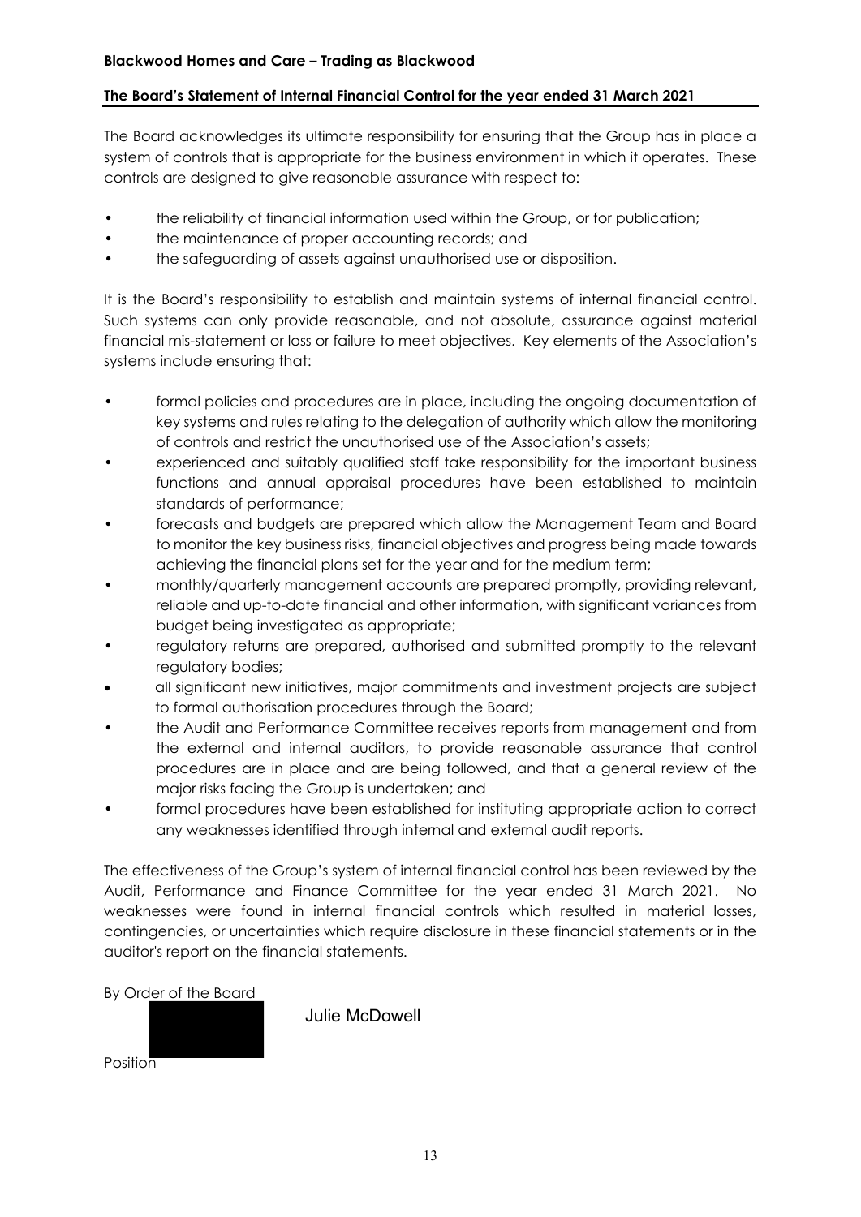**Blackwood Homes and Care – Trading as Blackwood**

## The Board's Statement of Internal Financial Control for the year ended 31 March 2021

The Board acknowledges its ultimate responsibility for ensuring that the Group has in place a system of controls that is appropriate for the business environment in which it operates. These controls are designed to give reasonable assurance with respect to:

- the reliability of financial information used within the Group, or for publication;
- the maintenance of proper accounting records; and
- the safeguarding of assets against unauthorised use or disposition.

It is the Board's responsibility to establish and maintain systems of internal financial control. Such systems can only provide reasonable, and not absolute, assurance against material financial mis-statement or loss or failure to meet objectives. Key elements of the Association's systems include ensuring that:

- formal policies and procedures are in place, including the ongoing documentation of key systems and rules relating to the delegation of authority which allow the monitoring of controls and restrict the unauthorised use of the Association's assets;
- experienced and suitably qualified staff take responsibility for the important business functions and annual appraisal procedures have been established to maintain standards of performance;
- forecasts and budgets are prepared which allow the Management Team and Board to monitor the key business risks, financial objectives and progress being made towards achieving the financial plans set for the year and for the medium term;
- monthly/quarterly management accounts are prepared promptly, providing relevant, reliable and up-to-date financial and other information, with significant variances from budget being investigated as appropriate;
- regulatory returns are prepared, authorised and submitted promptly to the relevant regulatory bodies;
- all significant new initiatives, major commitments and investment projects are subject to formal authorisation procedures through the Board;
- the Audit and Performance Committee receives reports from management and from the external and internal auditors, to provide reasonable assurance that control procedures are in place and are being followed, and that a general review of the major risks facing the Group is undertaken; and
- formal procedures have been established for instituting appropriate action to correct any weaknesses identified through internal and external audit reports.

The effectiveness of the Group's system of internal financial control has been reviewed by the Audit, Performance and Finance Committee for the year ended 31 March 2021. No weaknesses were found in internal financial controls which resulted in material losses, contingencies, or uncertainties which require disclosure in these financial statements or in the auditor's report on the financial statements.

By Order of the Board

Julie McDowell

Position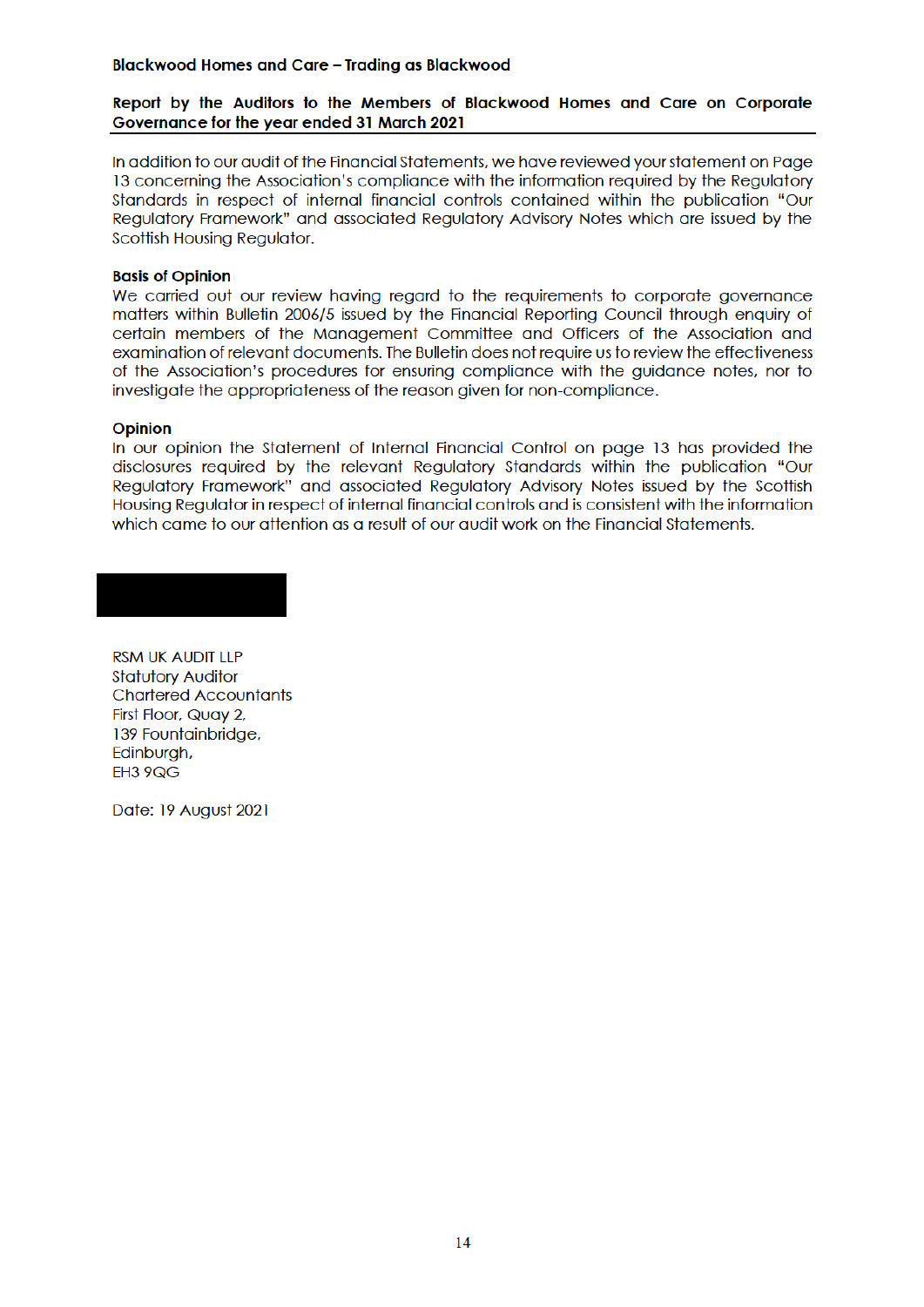**Blackwood Homes and Care – Trading as Blackwood**

## Report by the Auditors to the Members of Blackwood Homes and Care on Corporate Governance for the year ended 31 March 2021

In addition to our audit of the Financial Statements, we have reviewed your statement on Page 13 concerning the Association's compliance with the information required by the Regulatory Standards in respect of internal financial controls contained within the publication "Our Regulatory Framework" and associated Regulatory Advisory Notes which are issued by the Scottish Housing Regulator.

### Basis of Opinion

We carried out our review having regard to the requirements to corporate governance matters within Bulletin 2006/5 issued by the Financial Reporting Council through enquiry of certain members of the Management Committee and Officers of the Association and examination of relevant documents. The Bulletin does not require us to review the effectiveness of the Association's procedures for ensuring compliance with the guidance notes, nor to investigate the appropriateness of the reason given for non-compliance.

### Opinion

In our opinion the Statement of Internal Financial Control on page 13 has provided the disclosures required by the relevant Regulatory Standards within the publication "Our Regulatory Framework" and associated Regulatory Advisory Notes issued by the Scottish Housing Regulator in respect of internal financial controls and is consistent with the information which came to our attention as a result of our audit work on the Financial Statements.

RSM UK AUDIT LLP
Statutory Auditor
Chartered Accountants
First Floor, Quay 2,
139 Fountainbridge,
Edinburgh,
EH3 9QG

Date: 19 August 2021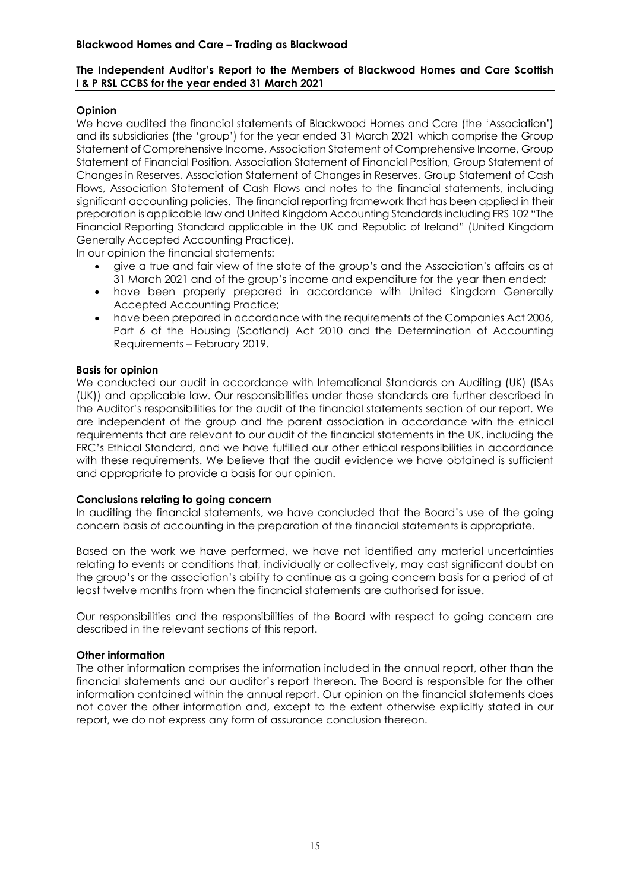**Blackwood Homes and Care – Trading as Blackwood**

**The Independent Auditor's Report to the Members of Blackwood Homes and Care Scottish I & P RSL CCBS for the year ended 31 March 2021**

**Opinion**

We have audited the financial statements of Blackwood Homes and Care (the 'Association') and its subsidiaries (the 'group') for the year ended 31 March 2021 which comprise the Group Statement of Comprehensive Income, Association Statement of Comprehensive Income, Group Statement of Financial Position, Association Statement of Financial Position, Group Statement of Changes in Reserves, Association Statement of Changes in Reserves, Group Statement of Cash Flows, Association Statement of Cash Flows and notes to the financial statements, including significant accounting policies. The financial reporting framework that has been applied in their preparation is applicable law and United Kingdom Accounting Standards including FRS 102 "The Financial Reporting Standard applicable in the UK and Republic of Ireland" (United Kingdom Generally Accepted Accounting Practice).

In our opinion the financial statements:

- give a true and fair view of the state of the group's and the Association's affairs as at 31 March 2021 and of the group's income and expenditure for the year then ended;
- have been properly prepared in accordance with United Kingdom Generally Accepted Accounting Practice;
- have been prepared in accordance with the requirements of the Companies Act 2006, Part 6 of the Housing (Scotland) Act 2010 and the Determination of Accounting Requirements – February 2019.

**Basis for opinion**

We conducted our audit in accordance with International Standards on Auditing (UK) (ISAs (UK)) and applicable law. Our responsibilities under those standards are further described in the Auditor's responsibilities for the audit of the financial statements section of our report. We are independent of the group and the parent association in accordance with the ethical requirements that are relevant to our audit of the financial statements in the UK, including the FRC's Ethical Standard, and we have fulfilled our other ethical responsibilities in accordance with these requirements. We believe that the audit evidence we have obtained is sufficient and appropriate to provide a basis for our opinion.

**Conclusions relating to going concern**

In auditing the financial statements, we have concluded that the Board's use of the going concern basis of accounting in the preparation of the financial statements is appropriate.

Based on the work we have performed, we have not identified any material uncertainties relating to events or conditions that, individually or collectively, may cast significant doubt on the group's or the association's ability to continue as a going concern basis for a period of at least twelve months from when the financial statements are authorised for issue.

Our responsibilities and the responsibilities of the Board with respect to going concern are described in the relevant sections of this report.

**Other information**

The other information comprises the information included in the annual report, other than the financial statements and our auditor's report thereon. The Board is responsible for the other information contained within the annual report. Our opinion on the financial statements does not cover the other information and, except to the extent otherwise explicitly stated in our report, we do not express any form of assurance conclusion thereon.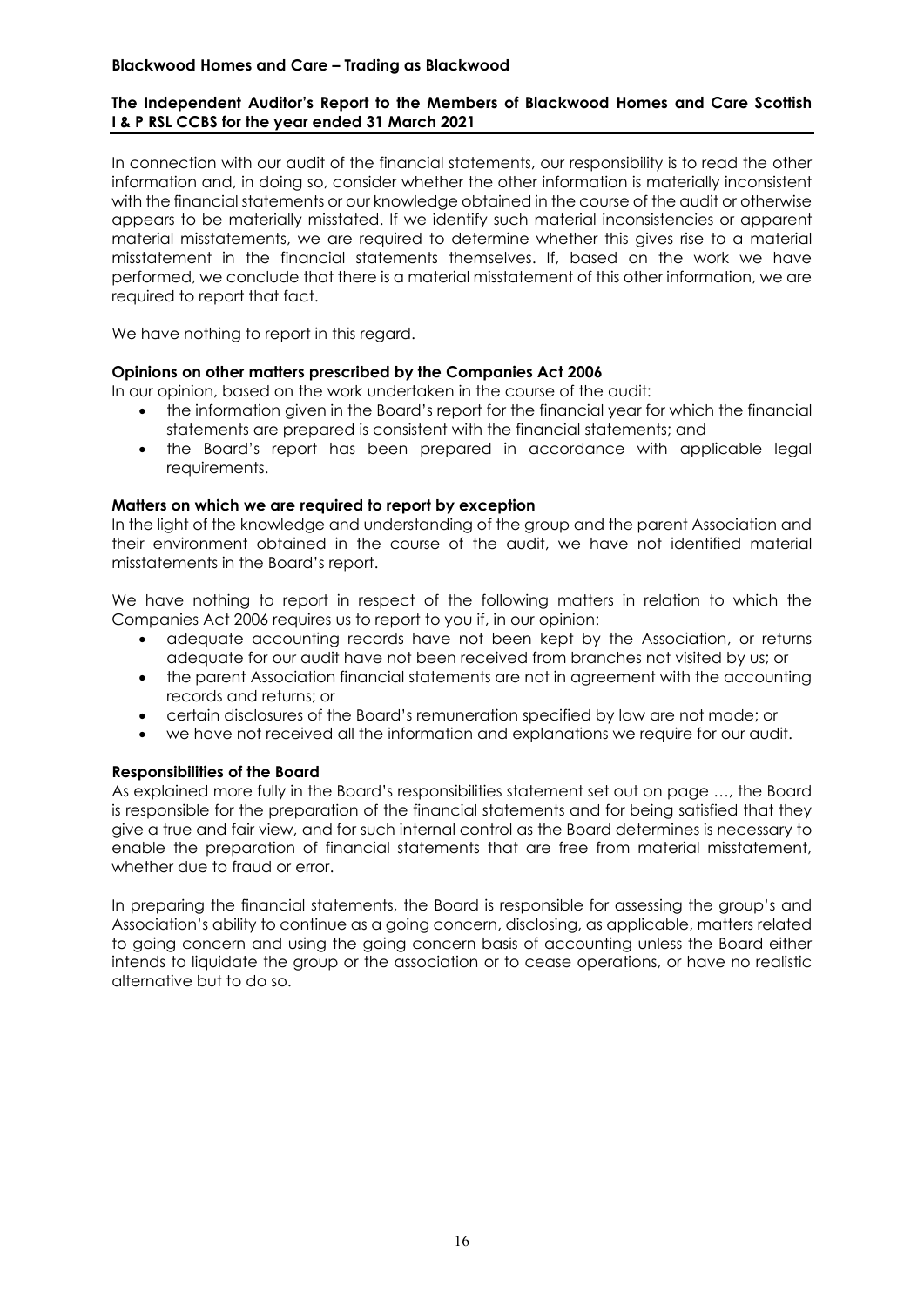**The Independent Auditor's Report to the Members of Blackwood Homes and Care Scottish I & P RSL CCBS for the year ended 31 March 2021**

In connection with our audit of the financial statements, our responsibility is to read the other information and, in doing so, consider whether the other information is materially inconsistent with the financial statements or our knowledge obtained in the course of the audit or otherwise appears to be materially misstated. If we identify such material inconsistencies or apparent material misstatements, we are required to determine whether this gives rise to a material misstatement in the financial statements themselves. If, based on the work we have performed, we conclude that there is a material misstatement of this other information, we are required to report that fact.

We have nothing to report in this regard.

**Opinions on other matters prescribed by the Companies Act 2006**

In our opinion, based on the work undertaken in the course of the audit:

- the information given in the Board's report for the financial year for which the financial statements are prepared is consistent with the financial statements; and
- the Board's report has been prepared in accordance with applicable legal requirements.

**Matters on which we are required to report by exception**

In the light of the knowledge and understanding of the group and the parent Association and their environment obtained in the course of the audit, we have not identified material misstatements in the Board's report.

We have nothing to report in respect of the following matters in relation to which the Companies Act 2006 requires us to report to you if, in our opinion:

- adequate accounting records have not been kept by the Association, or returns adequate for our audit have not been received from branches not visited by us; or
- the parent Association financial statements are not in agreement with the accounting records and returns; or
- certain disclosures of the Board's remuneration specified by law are not made; or
- we have not received all the information and explanations we require for our audit.

**Responsibilities of the Board**

As explained more fully in the Board's responsibilities statement set out on page …, the Board is responsible for the preparation of the financial statements and for being satisfied that they give a true and fair view, and for such internal control as the Board determines is necessary to enable the preparation of financial statements that are free from material misstatement, whether due to fraud or error.

In preparing the financial statements, the Board is responsible for assessing the group's and Association's ability to continue as a going concern, disclosing, as applicable, matters related to going concern and using the going concern basis of accounting unless the Board either intends to liquidate the group or the association or to cease operations, or have no realistic alternative but to do so.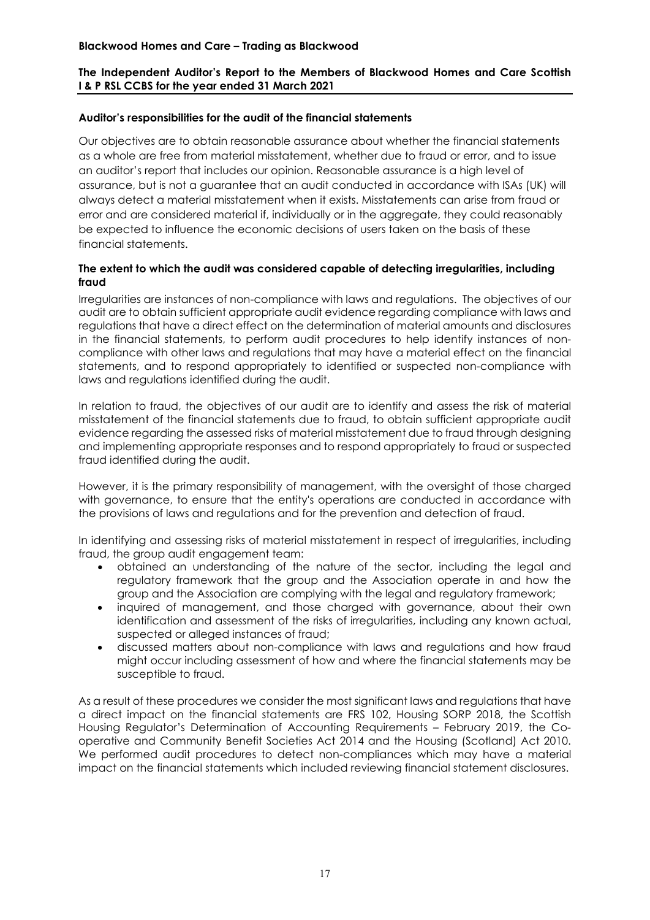### Auditor's responsibilities for the audit of the financial statements

Our objectives are to obtain reasonable assurance about whether the financial statements as a whole are free from material misstatement, whether due to fraud or error, and to issue an auditor's report that includes our opinion. Reasonable assurance is a high level of assurance, but is not a guarantee that an audit conducted in accordance with ISAs (UK) will always detect a material misstatement when it exists. Misstatements can arise from fraud or error and are considered material if, individually or in the aggregate, they could reasonably be expected to influence the economic decisions of users taken on the basis of these financial statements.

### The extent to which the audit was considered capable of detecting irregularities, including fraud

Irregularities are instances of non-compliance with laws and regulations. The objectives of our audit are to obtain sufficient appropriate audit evidence regarding compliance with laws and regulations that have a direct effect on the determination of material amounts and disclosures in the financial statements, to perform audit procedures to help identify instances of non-compliance with other laws and regulations that may have a material effect on the financial statements, and to respond appropriately to identified or suspected non-compliance with laws and regulations identified during the audit.

In relation to fraud, the objectives of our audit are to identify and assess the risk of material misstatement of the financial statements due to fraud, to obtain sufficient appropriate audit evidence regarding the assessed risks of material misstatement due to fraud through designing and implementing appropriate responses and to respond appropriately to fraud or suspected fraud identified during the audit.

However, it is the primary responsibility of management, with the oversight of those charged with governance, to ensure that the entity's operations are conducted in accordance with the provisions of laws and regulations and for the prevention and detection of fraud.

In identifying and assessing risks of material misstatement in respect of irregularities, including fraud, the group audit engagement team:

- obtained an understanding of the nature of the sector, including the legal and regulatory framework that the group and the Association operate in and how the group and the Association are complying with the legal and regulatory framework;
- inquired of management, and those charged with governance, about their own identification and assessment of the risks of irregularities, including any known actual, suspected or alleged instances of fraud;
- discussed matters about non-compliance with laws and regulations and how fraud might occur including assessment of how and where the financial statements may be susceptible to fraud.

As a result of these procedures we consider the most significant laws and regulations that have a direct impact on the financial statements are FRS 102, Housing SORP 2018, the Scottish Housing Regulator's Determination of Accounting Requirements – February 2019, the Co-operative and Community Benefit Societies Act 2014 and the Housing (Scotland) Act 2010. We performed audit procedures to detect non-compliances which may have a material impact on the financial statements which included reviewing financial statement disclosures.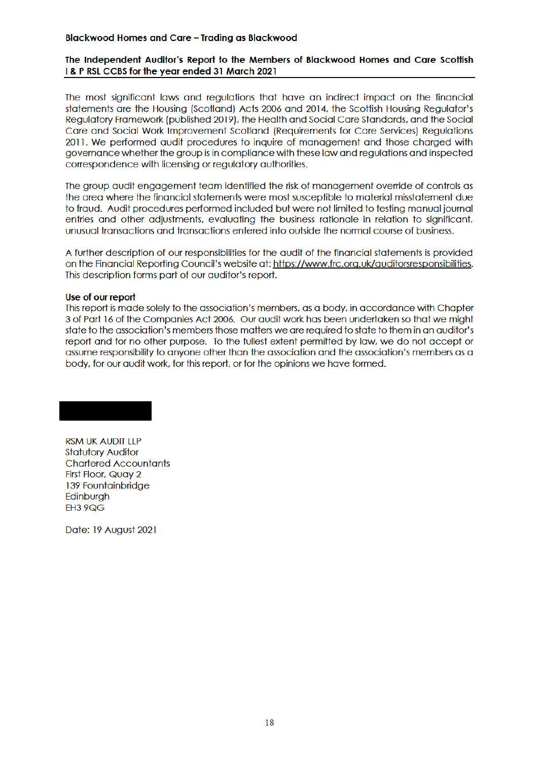The most significant laws and regulations that have an indirect impact on the financial statements are the Housing (Scotland) Acts 2006 and 2014, the Scottish Housing Regulator's Regulatory Framework (published 2019), the Health and Social Care Standards, and the Social Care and Social Work Improvement Scotland (Requirements for Care Services) Regulations 2011. We performed audit procedures to inquire of management and those charged with governance whether the group is in compliance with these law and regulations and inspected correspondence with licensing or regulatory authorities.

The group audit engagement team identified the risk of management override of controls as the area where the financial statements were most susceptible to material misstatement due to fraud. Audit procedures performed included but were not limited to testing manual journal entries and other adjustments, evaluating the business rationale in relation to significant, unusual transactions and transactions entered into outside the normal course of business.

A further description of our responsibilities for the audit of the financial statements is provided on the Financial Reporting Council's website at: https://www.frc.org.uk/auditorsresponsibilities. This description forms part of our auditor's report.

**Use of our report**

This report is made solely to the association's members, as a body, in accordance with Chapter 3 of Part 16 of the Companies Act 2006. Our audit work has been undertaken so that we might state to the association's members those matters we are required to state to them in an auditor's report and for no other purpose. To the fullest extent permitted by law, we do not accept or assume responsibility to anyone other than the association and the association's members as a body, for our audit work, for this report, or for the opinions we have formed.

RSM UK AUDIT LLP
Statutory Auditor
Chartered Accountants
First Floor, Quay 2
139 Fountainbridge
Edinburgh
EH3 9QG

Date: 19 August 2021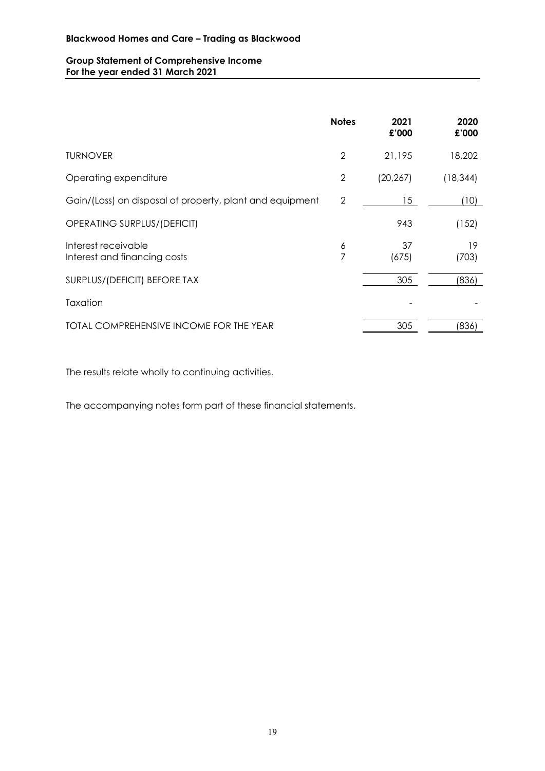**Blackwood Homes and Care – Trading as Blackwood**

**Group Statement of Comprehensive Income**
**For the year ended 31 March 2021**

| | Notes | 2021 £'000 | 2020 £'000 |
|---|---|---|---|
| TURNOVER | 2 | 21,195 | 18,202 |
| Operating expenditure | 2 | (20,267) | (18,344) |
| Gain/(Loss) on disposal of property, plant and equipment | 2 | 15 | (10) |
| OPERATING SURPLUS/(DEFICIT) | | 943 | (152) |
| Interest receivable | 6 | 37 | 19 |
| Interest and financing costs | 7 | (675) | (703) |
| SURPLUS/(DEFICIT) BEFORE TAX | | 305 | (836) |
| Taxation | | - | - |
| TOTAL COMPREHENSIVE INCOME FOR THE YEAR | | 305 | (836) |

The results relate wholly to continuing activities.

The accompanying notes form part of these financial statements.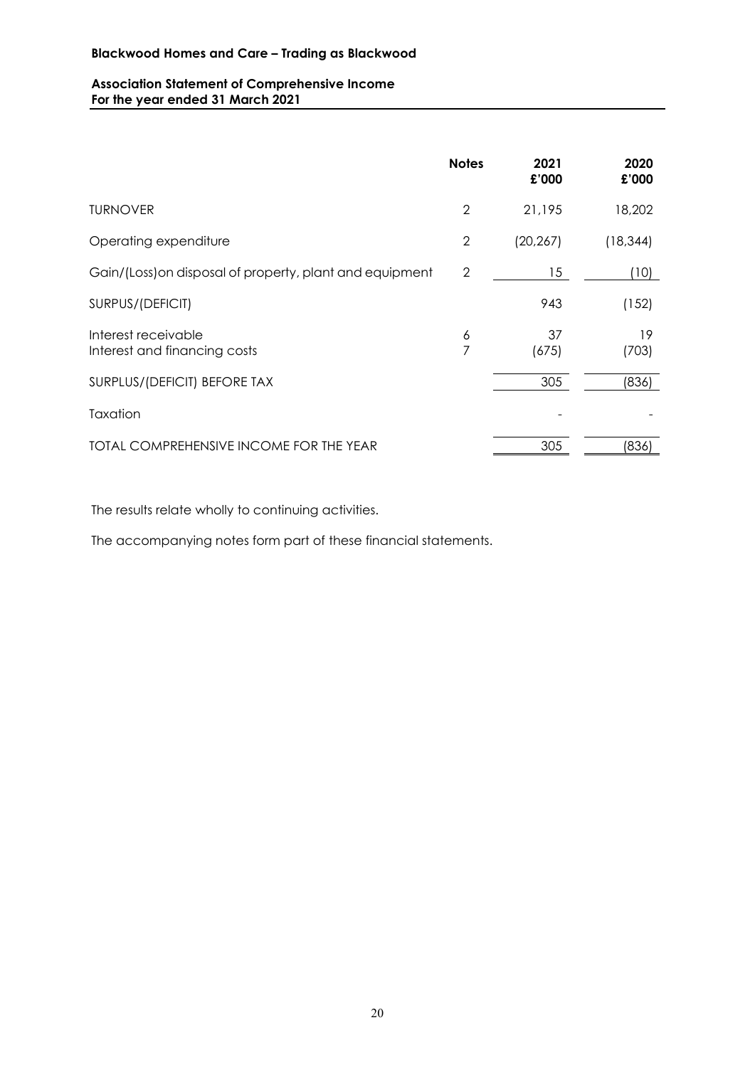**Blackwood Homes and Care – Trading as Blackwood**

**Association Statement of Comprehensive Income**
**For the year ended 31 March 2021**

| | Notes | 2021 £'000 | 2020 £'000 |
|---|---|---|---|
| TURNOVER | 2 | 21,195 | 18,202 |
| Operating expenditure | 2 | (20,267) | (18,344) |
| Gain/(Loss)on disposal of property, plant and equipment | 2 | 15 | (10) |
| SURPUS/(DEFICIT) | | 943 | (152) |
| Interest receivable | 6 | 37 | 19 |
| Interest and financing costs | 7 | (675) | (703) |
| SURPLUS/(DEFICIT) BEFORE TAX | | 305 | (836) |
| Taxation | | - | - |
| TOTAL COMPREHENSIVE INCOME FOR THE YEAR | | 305 | (836) |

The results relate wholly to continuing activities.

The accompanying notes form part of these financial statements.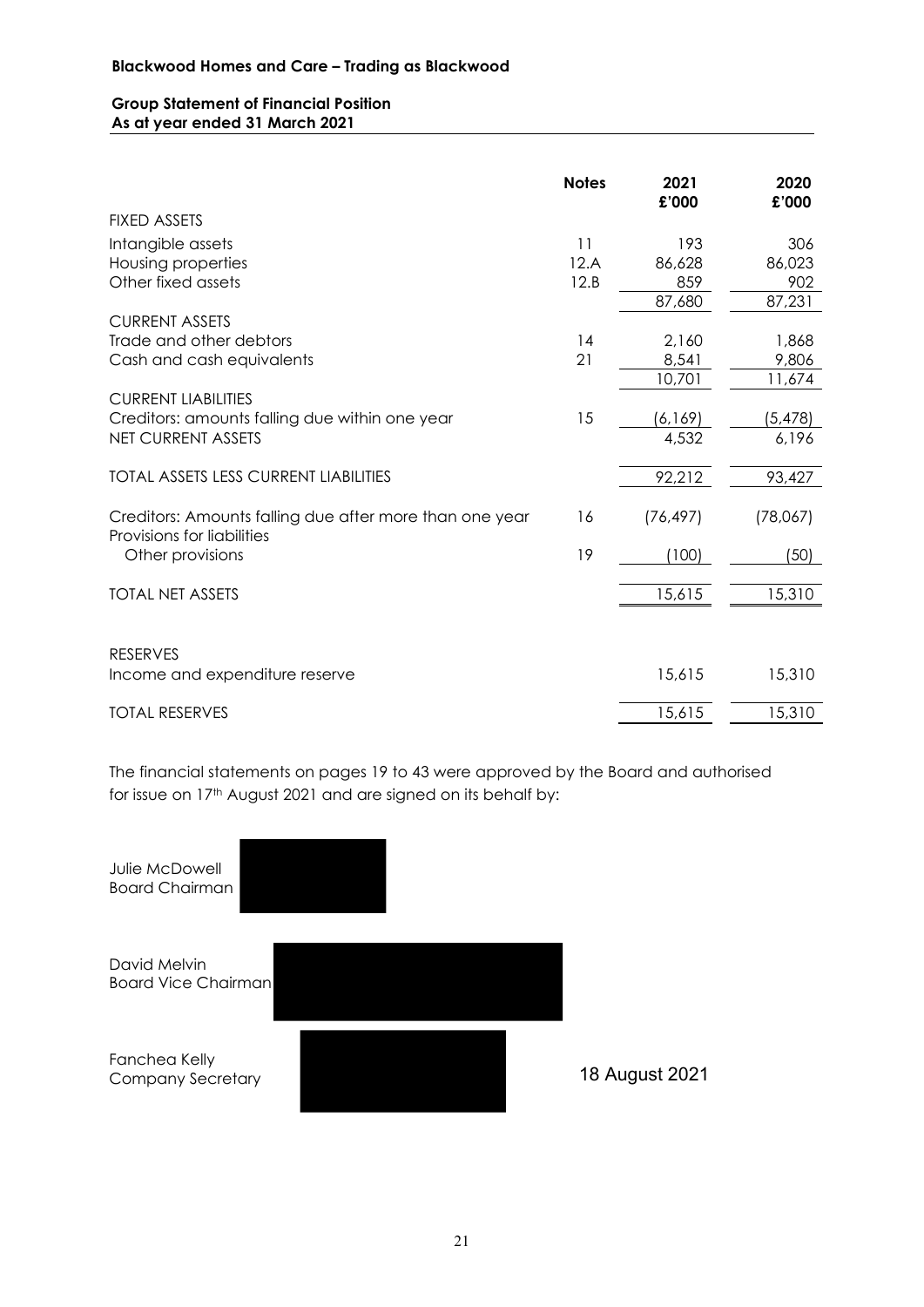**Blackwood Homes and Care – Trading as Blackwood**

**Group Statement of Financial Position**
**As at year ended 31 March 2021**

| | Notes | 2021 £'000 | 2020 £'000 |
|---|---|---|---|
| FIXED ASSETS | | | |
| Intangible assets | 11 | 193 | 306 |
| Housing properties | 12.A | 86,628 | 86,023 |
| Other fixed assets | 12.B | 859 | 902 |
| | | 87,680 | 87,231 |
| CURRENT ASSETS | | | |
| Trade and other debtors | 14 | 2,160 | 1,868 |
| Cash and cash equivalents | 21 | 8,541 | 9,806 |
| | | 10,701 | 11,674 |
| CURRENT LIABILITIES | | | |
| Creditors: amounts falling due within one year | 15 | (6,169) | (5,478) |
| NET CURRENT ASSETS | | 4,532 | 6,196 |
| TOTAL ASSETS LESS CURRENT LIABILITIES | | 92,212 | 93,427 |
| Creditors: Amounts falling due after more than one year | 16 | (76,497) | (78,067) |
| Provisions for liabilities | | | |
| Other provisions | 19 | (100) | (50) |
| TOTAL NET ASSETS | | 15,615 | 15,310 |
| RESERVES | | | |
| Income and expenditure reserve | | 15,615 | 15,310 |
| TOTAL RESERVES | | 15,615 | 15,310 |

The financial statements on pages 19 to 43 were approved by the Board and authorised for issue on 17th August 2021 and are signed on its behalf by:

Julie McDowell
Board Chairman

David Melvin
Board Vice Chairman

Fanchea Kelly
Company Secretary

18 August 2021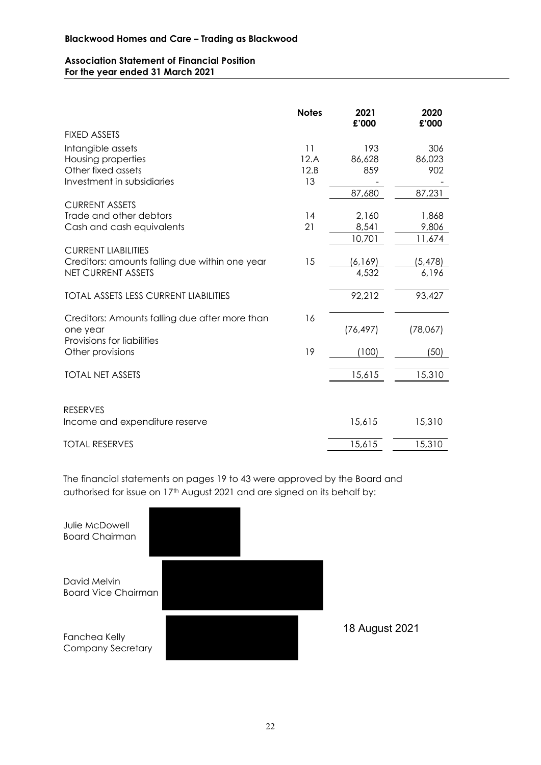**Blackwood Homes and Care – Trading as Blackwood**

**Association Statement of Financial Position**
**For the year ended 31 March 2021**

| | Notes | 2021 £'000 | 2020 £'000 |
|---|---|---|---|
| FIXED ASSETS | | | |
| Intangible assets | 11 | 193 | 306 |
| Housing properties | 12.A | 86,628 | 86,023 |
| Other fixed assets | 12.B | 859 | 902 |
| Investment in subsidiaries | 13 | - | - |
| | | 87,680 | 87,231 |
| CURRENT ASSETS | | | |
| Trade and other debtors | 14 | 2,160 | 1,868 |
| Cash and cash equivalents | 21 | 8,541 | 9,806 |
| | | 10,701 | 11,674 |
| CURRENT LIABILITIES | | | |
| Creditors: amounts falling due within one year | 15 | (6,169) | (5,478) |
| NET CURRENT ASSETS | | 4,532 | 6,196 |
| TOTAL ASSETS LESS CURRENT LIABILITIES | | 92,212 | 93,427 |
| Creditors: Amounts falling due after more than one year | 16 | (76,497) | (78,067) |
| Provisions for liabilities | | | |
| Other provisions | 19 | (100) | (50) |
| TOTAL NET ASSETS | | 15,615 | 15,310 |
| RESERVES | | | |
| Income and expenditure reserve | | 15,615 | 15,310 |
| TOTAL RESERVES | | 15,615 | 15,310 |

The financial statements on pages 19 to 43 were approved by the Board and authorised for issue on 17th August 2021 and are signed on its behalf by:

Julie McDowell
Board Chairman

David Melvin
Board Vice Chairman

Fanchea Kelly
Company Secretary

18 August 2021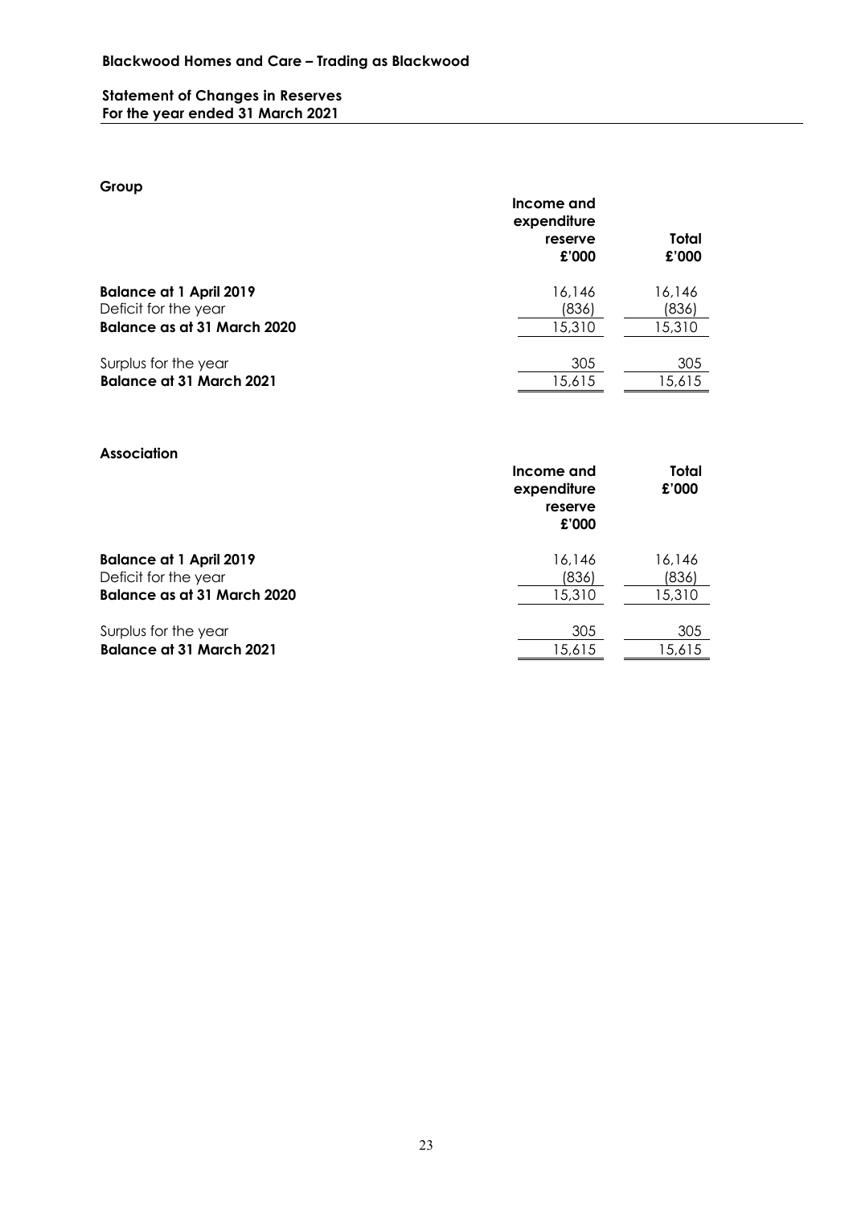**Blackwood Homes and Care – Trading as Blackwood**

## Statement of Changes in Reserves
**For the year ended 31 March 2021**

### Group

| | Income and expenditure reserve £'000 | Total £'000 |
|---|---|---|
| **Balance at 1 April 2019** | 16,146 | 16,146 |
| Deficit for the year | (836) | (836) |
| **Balance as at 31 March 2020** | 15,310 | 15,310 |
| Surplus for the year | 305 | 305 |
| **Balance at 31 March 2021** | 15,615 | 15,615 |

### Association

| | Income and expenditure reserve £'000 | Total £'000 |
|---|---|---|
| **Balance at 1 April 2019** | 16,146 | 16,146 |
| Deficit for the year | (836) | (836) |
| **Balance as at 31 March 2020** | 15,310 | 15,310 |
| Surplus for the year | 305 | 305 |
| **Balance at 31 March 2021** | 15,615 | 15,615 |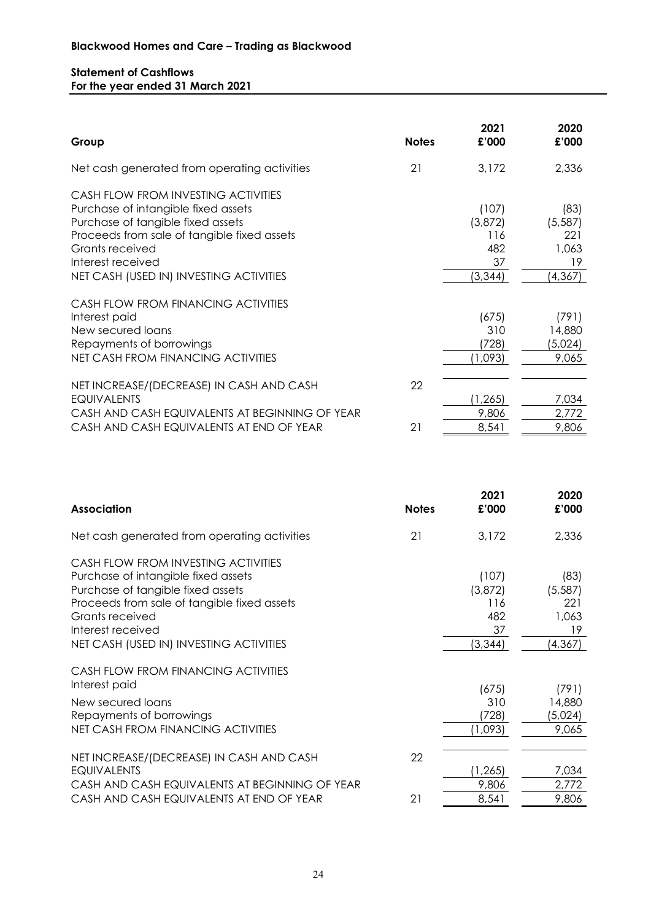**Blackwood Homes and Care – Trading as Blackwood**

**Statement of Cashflows**
**For the year ended 31 March 2021**

| Group | Notes | 2021 £'000 | 2020 £'000 |
|---|---|---|---|
| Net cash generated from operating activities | 21 | 3,172 | 2,336 |
| CASH FLOW FROM INVESTING ACTIVITIES | | | |
| Purchase of intangible fixed assets | | (107) | (83) |
| Purchase of tangible fixed assets | | (3,872) | (5,587) |
| Proceeds from sale of tangible fixed assets | | 116 | 221 |
| Grants received | | 482 | 1,063 |
| Interest received | | 37 | 19 |
| NET CASH (USED IN) INVESTING ACTIVITIES | | (3,344) | (4,367) |
| CASH FLOW FROM FINANCING ACTIVITIES | | | |
| Interest paid | | (675) | (791) |
| New secured loans | | 310 | 14,880 |
| Repayments of borrowings | | (728) | (5,024) |
| NET CASH FROM FINANCING ACTIVITIES | | (1,093) | 9,065 |
| NET INCREASE/(DECREASE) IN CASH AND CASH EQUIVALENTS | 22 | (1,265) | 7,034 |
| CASH AND CASH EQUIVALENTS AT BEGINNING OF YEAR | | 9,806 | 2,772 |
| CASH AND CASH EQUIVALENTS AT END OF YEAR | 21 | 8,541 | 9,806 |

| Association | Notes | 2021 £'000 | 2020 £'000 |
|---|---|---|---|
| Net cash generated from operating activities | 21 | 3,172 | 2,336 |
| CASH FLOW FROM INVESTING ACTIVITIES | | | |
| Purchase of intangible fixed assets | | (107) | (83) |
| Purchase of tangible fixed assets | | (3,872) | (5,587) |
| Proceeds from sale of tangible fixed assets | | 116 | 221 |
| Grants received | | 482 | 1,063 |
| Interest received | | 37 | 19 |
| NET CASH (USED IN) INVESTING ACTIVITIES | | (3,344) | (4,367) |
| CASH FLOW FROM FINANCING ACTIVITIES | | | |
| Interest paid | | (675) | (791) |
| New secured loans | | 310 | 14,880 |
| Repayments of borrowings | | (728) | (5,024) |
| NET CASH FROM FINANCING ACTIVITIES | | (1,093) | 9,065 |
| NET INCREASE/(DECREASE) IN CASH AND CASH EQUIVALENTS | 22 | (1,265) | 7,034 |
| CASH AND CASH EQUIVALENTS AT BEGINNING OF YEAR | | 9,806 | 2,772 |
| CASH AND CASH EQUIVALENTS AT END OF YEAR | 21 | 8,541 | 9,806 |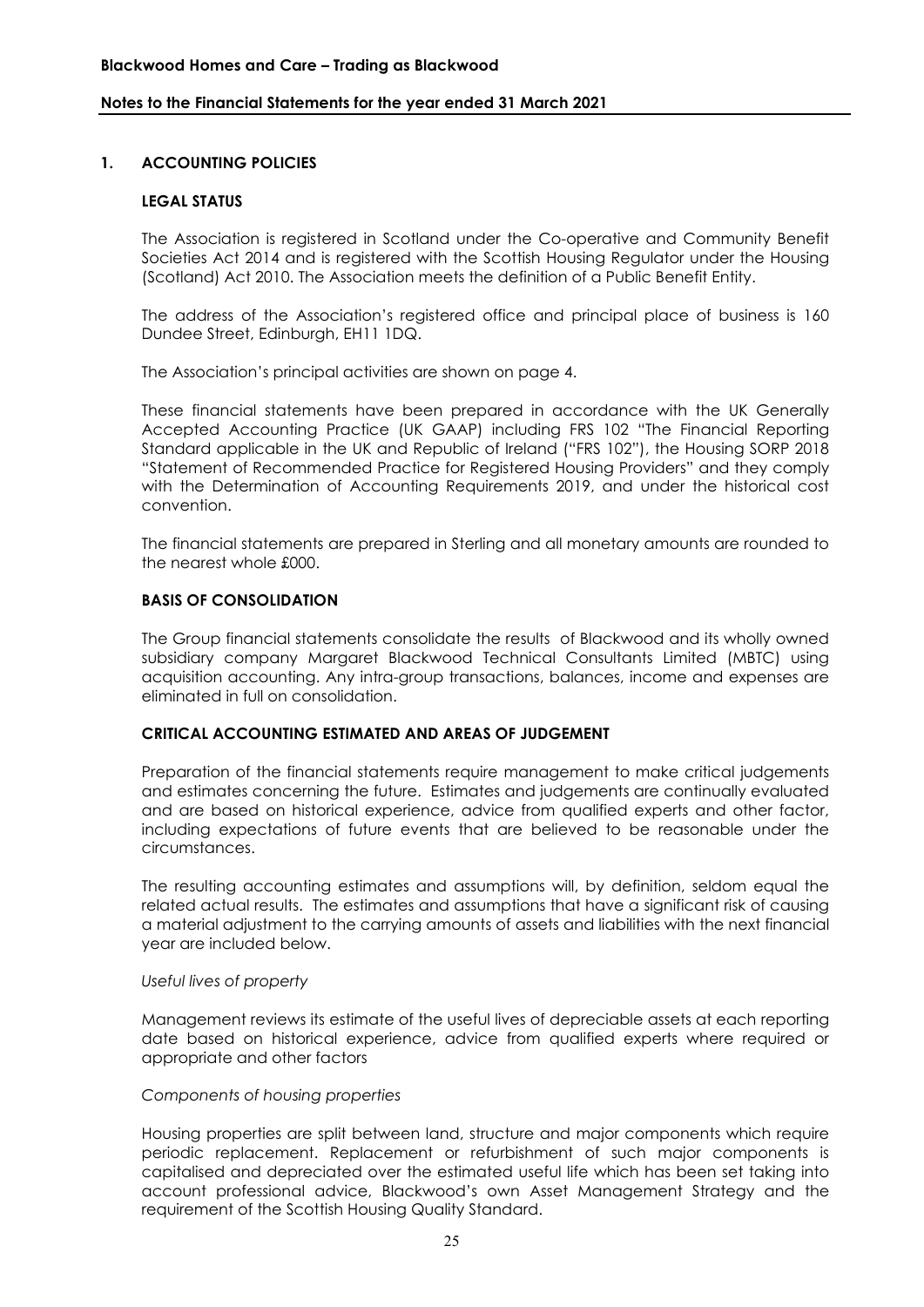## 1. ACCOUNTING POLICIES

### LEGAL STATUS

The Association is registered in Scotland under the Co-operative and Community Benefit Societies Act 2014 and is registered with the Scottish Housing Regulator under the Housing (Scotland) Act 2010. The Association meets the definition of a Public Benefit Entity.

The address of the Association's registered office and principal place of business is 160 Dundee Street, Edinburgh, EH11 1DQ.

The Association's principal activities are shown on page 4.

These financial statements have been prepared in accordance with the UK Generally Accepted Accounting Practice (UK GAAP) including FRS 102 "The Financial Reporting Standard applicable in the UK and Republic of Ireland ("FRS 102"), the Housing SORP 2018 "Statement of Recommended Practice for Registered Housing Providers" and they comply with the Determination of Accounting Requirements 2019, and under the historical cost convention.

The financial statements are prepared in Sterling and all monetary amounts are rounded to the nearest whole £000.

### BASIS OF CONSOLIDATION

The Group financial statements consolidate the results of Blackwood and its wholly owned subsidiary company Margaret Blackwood Technical Consultants Limited (MBTC) using acquisition accounting. Any intra-group transactions, balances, income and expenses are eliminated in full on consolidation.

### CRITICAL ACCOUNTING ESTIMATED AND AREAS OF JUDGEMENT

Preparation of the financial statements require management to make critical judgements and estimates concerning the future. Estimates and judgements are continually evaluated and are based on historical experience, advice from qualified experts and other factor, including expectations of future events that are believed to be reasonable under the circumstances.

The resulting accounting estimates and assumptions will, by definition, seldom equal the related actual results. The estimates and assumptions that have a significant risk of causing a material adjustment to the carrying amounts of assets and liabilities with the next financial year are included below.

*Useful lives of property*

Management reviews its estimate of the useful lives of depreciable assets at each reporting date based on historical experience, advice from qualified experts where required or appropriate and other factors

*Components of housing properties*

Housing properties are split between land, structure and major components which require periodic replacement. Replacement or refurbishment of such major components is capitalised and depreciated over the estimated useful life which has been set taking into account professional advice, Blackwood's own Asset Management Strategy and the requirement of the Scottish Housing Quality Standard.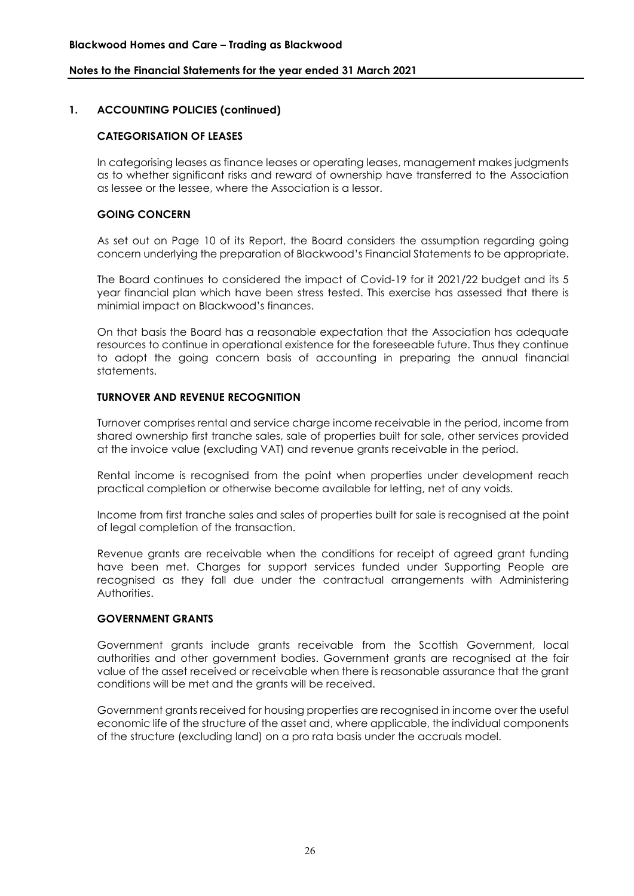## 1. ACCOUNTING POLICIES (continued)

### CATEGORISATION OF LEASES

In categorising leases as finance leases or operating leases, management makes judgments as to whether significant risks and reward of ownership have transferred to the Association as lessee or the lessee, where the Association is a lessor.

### GOING CONCERN

As set out on Page 10 of its Report, the Board considers the assumption regarding going concern underlying the preparation of Blackwood's Financial Statements to be appropriate.

The Board continues to considered the impact of Covid-19 for it 2021/22 budget and its 5 year financial plan which have been stress tested. This exercise has assessed that there is minimial impact on Blackwood's finances.

On that basis the Board has a reasonable expectation that the Association has adequate resources to continue in operational existence for the foreseeable future. Thus they continue to adopt the going concern basis of accounting in preparing the annual financial statements.

### TURNOVER AND REVENUE RECOGNITION

Turnover comprises rental and service charge income receivable in the period, income from shared ownership first tranche sales, sale of properties built for sale, other services provided at the invoice value (excluding VAT) and revenue grants receivable in the period.

Rental income is recognised from the point when properties under development reach practical completion or otherwise become available for letting, net of any voids.

Income from first tranche sales and sales of properties built for sale is recognised at the point of legal completion of the transaction.

Revenue grants are receivable when the conditions for receipt of agreed grant funding have been met. Charges for support services funded under Supporting People are recognised as they fall due under the contractual arrangements with Administering Authorities.

### GOVERNMENT GRANTS

Government grants include grants receivable from the Scottish Government, local authorities and other government bodies. Government grants are recognised at the fair value of the asset received or receivable when there is reasonable assurance that the grant conditions will be met and the grants will be received.

Government grants received for housing properties are recognised in income over the useful economic life of the structure of the asset and, where applicable, the individual components of the structure (excluding land) on a pro rata basis under the accruals model.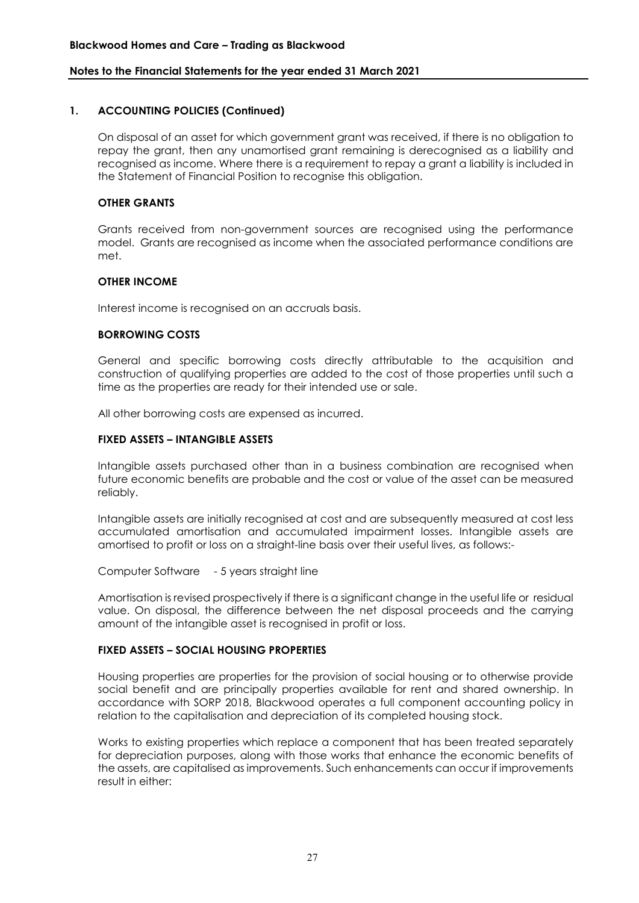## 1. ACCOUNTING POLICIES (Continued)

On disposal of an asset for which government grant was received, if there is no obligation to repay the grant, then any unamortised grant remaining is derecognised as a liability and recognised as income. Where there is a requirement to repay a grant a liability is included in the Statement of Financial Position to recognise this obligation.

### OTHER GRANTS

Grants received from non-government sources are recognised using the performance model. Grants are recognised as income when the associated performance conditions are met.

### OTHER INCOME

Interest income is recognised on an accruals basis.

### BORROWING COSTS

General and specific borrowing costs directly attributable to the acquisition and construction of qualifying properties are added to the cost of those properties until such a time as the properties are ready for their intended use or sale.

All other borrowing costs are expensed as incurred.

### FIXED ASSETS – INTANGIBLE ASSETS

Intangible assets purchased other than in a business combination are recognised when future economic benefits are probable and the cost or value of the asset can be measured reliably.

Intangible assets are initially recognised at cost and are subsequently measured at cost less accumulated amortisation and accumulated impairment losses. Intangible assets are amortised to profit or loss on a straight-line basis over their useful lives, as follows:-

Computer Software - 5 years straight line

Amortisation is revised prospectively if there is a significant change in the useful life or residual value. On disposal, the difference between the net disposal proceeds and the carrying amount of the intangible asset is recognised in profit or loss.

### FIXED ASSETS – SOCIAL HOUSING PROPERTIES

Housing properties are properties for the provision of social housing or to otherwise provide social benefit and are principally properties available for rent and shared ownership. In accordance with SORP 2018, Blackwood operates a full component accounting policy in relation to the capitalisation and depreciation of its completed housing stock.

Works to existing properties which replace a component that has been treated separately for depreciation purposes, along with those works that enhance the economic benefits of the assets, are capitalised as improvements. Such enhancements can occur if improvements result in either: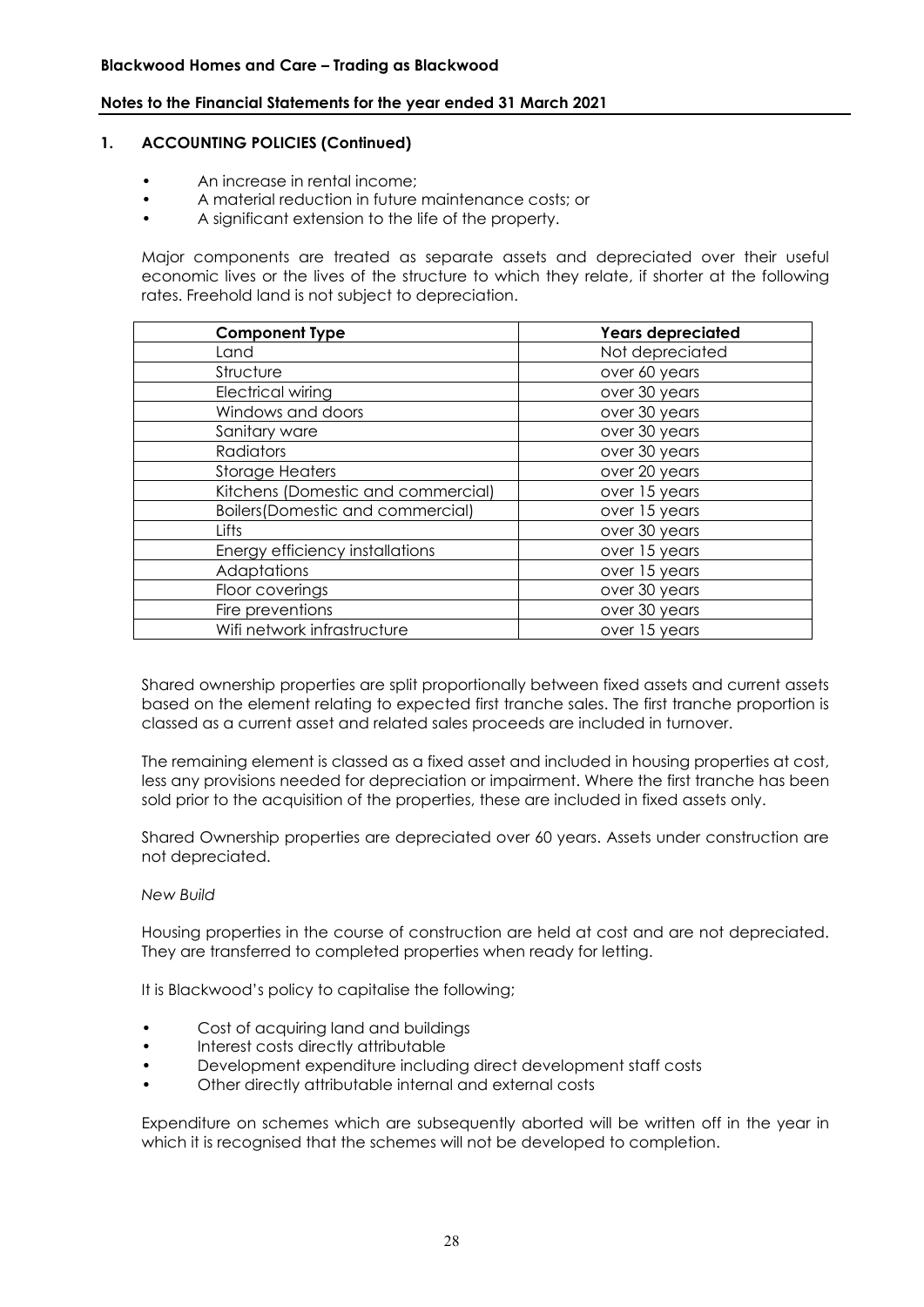## 1. ACCOUNTING POLICIES (Continued)

- An increase in rental income;
- A material reduction in future maintenance costs; or
- A significant extension to the life of the property.

Major components are treated as separate assets and depreciated over their useful economic lives or the lives of the structure to which they relate, if shorter at the following rates. Freehold land is not subject to depreciation.

| Component Type | Years depreciated |
|---|---|
| Land | Not depreciated |
| Structure | over 60 years |
| Electrical wiring | over 30 years |
| Windows and doors | over 30 years |
| Sanitary ware | over 30 years |
| Radiators | over 30 years |
| Storage Heaters | over 20 years |
| Kitchens (Domestic and commercial) | over 15 years |
| Boilers(Domestic and commercial) | over 15 years |
| Lifts | over 30 years |
| Energy efficiency installations | over 15 years |
| Adaptations | over 15 years |
| Floor coverings | over 30 years |
| Fire preventions | over 30 years |
| Wifi network infrastructure | over 15 years |

Shared ownership properties are split proportionally between fixed assets and current assets based on the element relating to expected first tranche sales. The first tranche proportion is classed as a current asset and related sales proceeds are included in turnover.

The remaining element is classed as a fixed asset and included in housing properties at cost, less any provisions needed for depreciation or impairment. Where the first tranche has been sold prior to the acquisition of the properties, these are included in fixed assets only.

Shared Ownership properties are depreciated over 60 years. Assets under construction are not depreciated.

*New Build*

Housing properties in the course of construction are held at cost and are not depreciated. They are transferred to completed properties when ready for letting.

It is Blackwood's policy to capitalise the following;

- Cost of acquiring land and buildings
- Interest costs directly attributable
- Development expenditure including direct development staff costs
- Other directly attributable internal and external costs

Expenditure on schemes which are subsequently aborted will be written off in the year in which it is recognised that the schemes will not be developed to completion.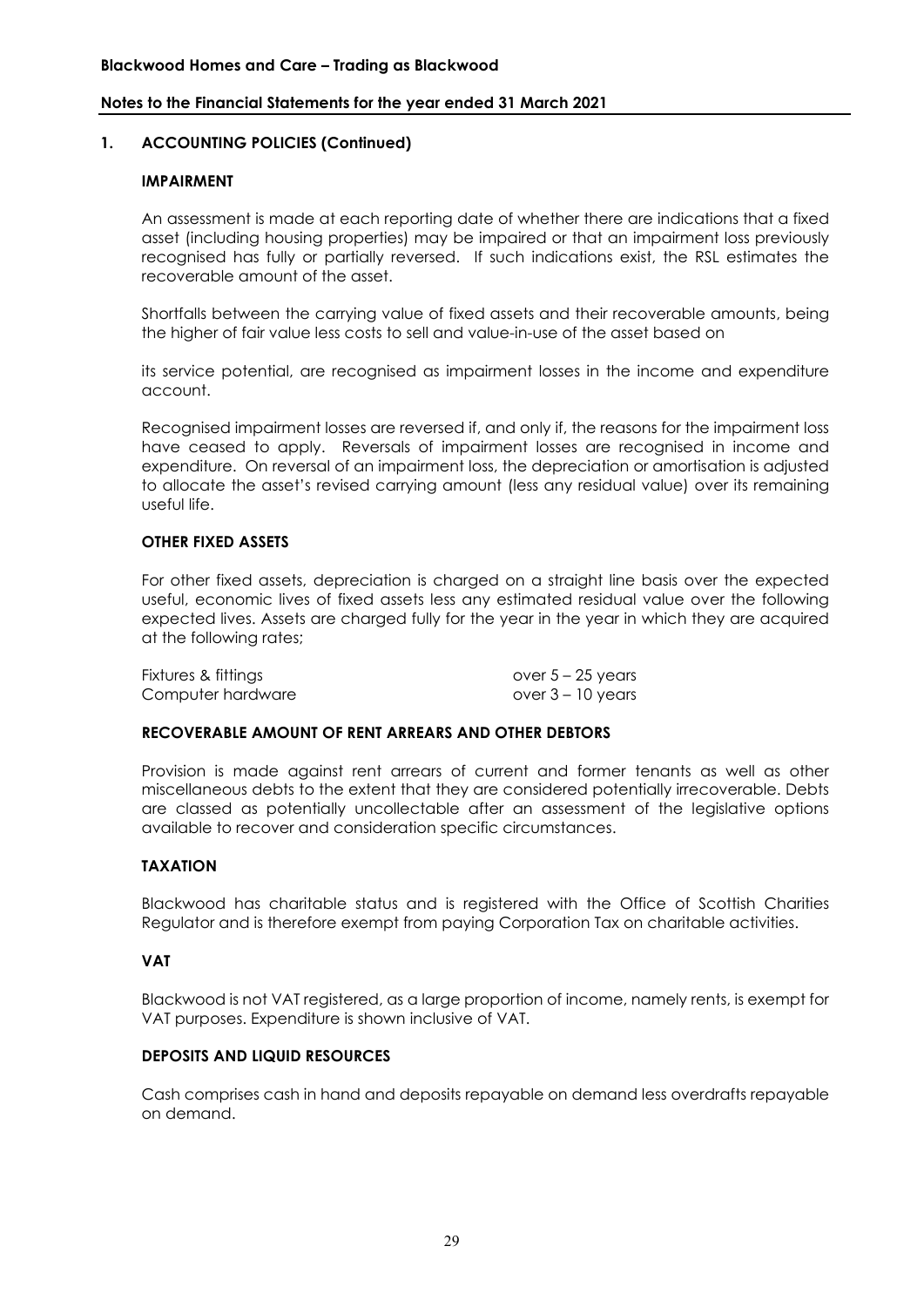## 1. ACCOUNTING POLICIES (Continued)

### IMPAIRMENT

An assessment is made at each reporting date of whether there are indications that a fixed asset (including housing properties) may be impaired or that an impairment loss previously recognised has fully or partially reversed. If such indications exist, the RSL estimates the recoverable amount of the asset.

Shortfalls between the carrying value of fixed assets and their recoverable amounts, being the higher of fair value less costs to sell and value-in-use of the asset based on

its service potential, are recognised as impairment losses in the income and expenditure account.

Recognised impairment losses are reversed if, and only if, the reasons for the impairment loss have ceased to apply. Reversals of impairment losses are recognised in income and expenditure. On reversal of an impairment loss, the depreciation or amortisation is adjusted to allocate the asset's revised carrying amount (less any residual value) over its remaining useful life.

### OTHER FIXED ASSETS

For other fixed assets, depreciation is charged on a straight line basis over the expected useful, economic lives of fixed assets less any estimated residual value over the following expected lives. Assets are charged fully for the year in the year in which they are acquired at the following rates;

| | |
|---|---|
| Fixtures & fittings | over 5 – 25 years |
| Computer hardware | over 3 – 10 years |

### RECOVERABLE AMOUNT OF RENT ARREARS AND OTHER DEBTORS

Provision is made against rent arrears of current and former tenants as well as other miscellaneous debts to the extent that they are considered potentially irrecoverable. Debts are classed as potentially uncollectable after an assessment of the legislative options available to recover and consideration specific circumstances.

### TAXATION

Blackwood has charitable status and is registered with the Office of Scottish Charities Regulator and is therefore exempt from paying Corporation Tax on charitable activities.

### VAT

Blackwood is not VAT registered, as a large proportion of income, namely rents, is exempt for VAT purposes. Expenditure is shown inclusive of VAT.

### DEPOSITS AND LIQUID RESOURCES

Cash comprises cash in hand and deposits repayable on demand less overdrafts repayable on demand.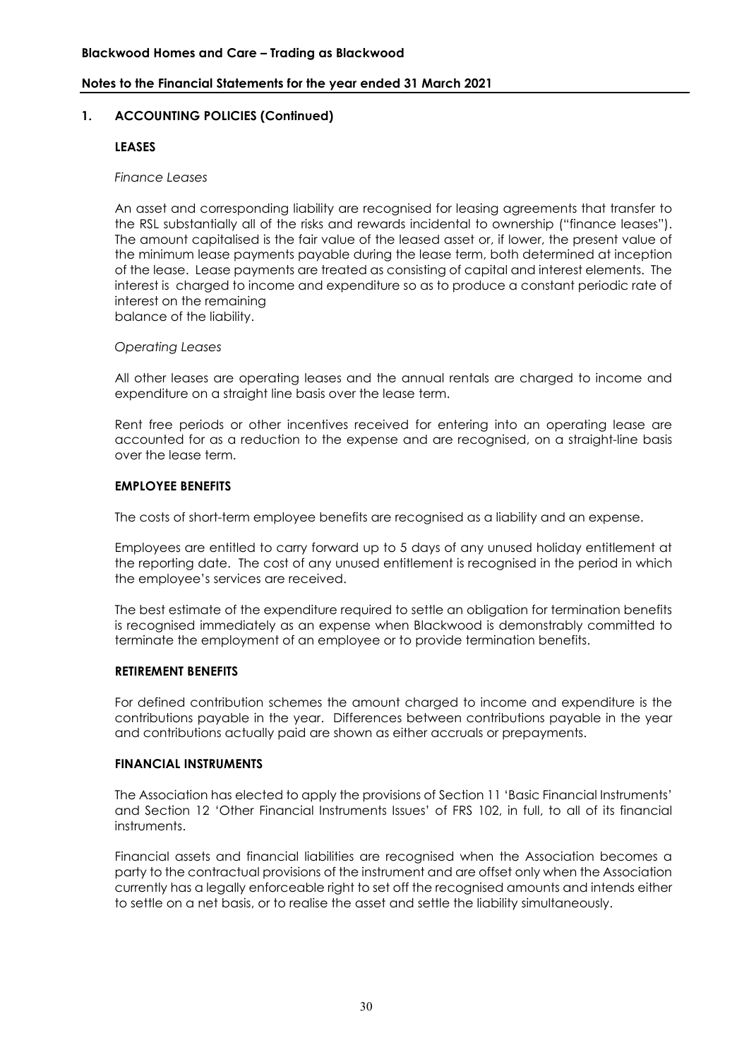## 1. ACCOUNTING POLICIES (Continued)

### LEASES

*Finance Leases*

An asset and corresponding liability are recognised for leasing agreements that transfer to the RSL substantially all of the risks and rewards incidental to ownership ("finance leases"). The amount capitalised is the fair value of the leased asset or, if lower, the present value of the minimum lease payments payable during the lease term, both determined at inception of the lease. Lease payments are treated as consisting of capital and interest elements. The interest is charged to income and expenditure so as to produce a constant periodic rate of interest on the remaining balance of the liability.

*Operating Leases*

All other leases are operating leases and the annual rentals are charged to income and expenditure on a straight line basis over the lease term.

Rent free periods or other incentives received for entering into an operating lease are accounted for as a reduction to the expense and are recognised, on a straight-line basis over the lease term.

### EMPLOYEE BENEFITS

The costs of short-term employee benefits are recognised as a liability and an expense.

Employees are entitled to carry forward up to 5 days of any unused holiday entitlement at the reporting date. The cost of any unused entitlement is recognised in the period in which the employee's services are received.

The best estimate of the expenditure required to settle an obligation for termination benefits is recognised immediately as an expense when Blackwood is demonstrably committed to terminate the employment of an employee or to provide termination benefits.

### RETIREMENT BENEFITS

For defined contribution schemes the amount charged to income and expenditure is the contributions payable in the year. Differences between contributions payable in the year and contributions actually paid are shown as either accruals or prepayments.

### FINANCIAL INSTRUMENTS

The Association has elected to apply the provisions of Section 11 'Basic Financial Instruments' and Section 12 'Other Financial Instruments Issues' of FRS 102, in full, to all of its financial instruments.

Financial assets and financial liabilities are recognised when the Association becomes a party to the contractual provisions of the instrument and are offset only when the Association currently has a legally enforceable right to set off the recognised amounts and intends either to settle on a net basis, or to realise the asset and settle the liability simultaneously.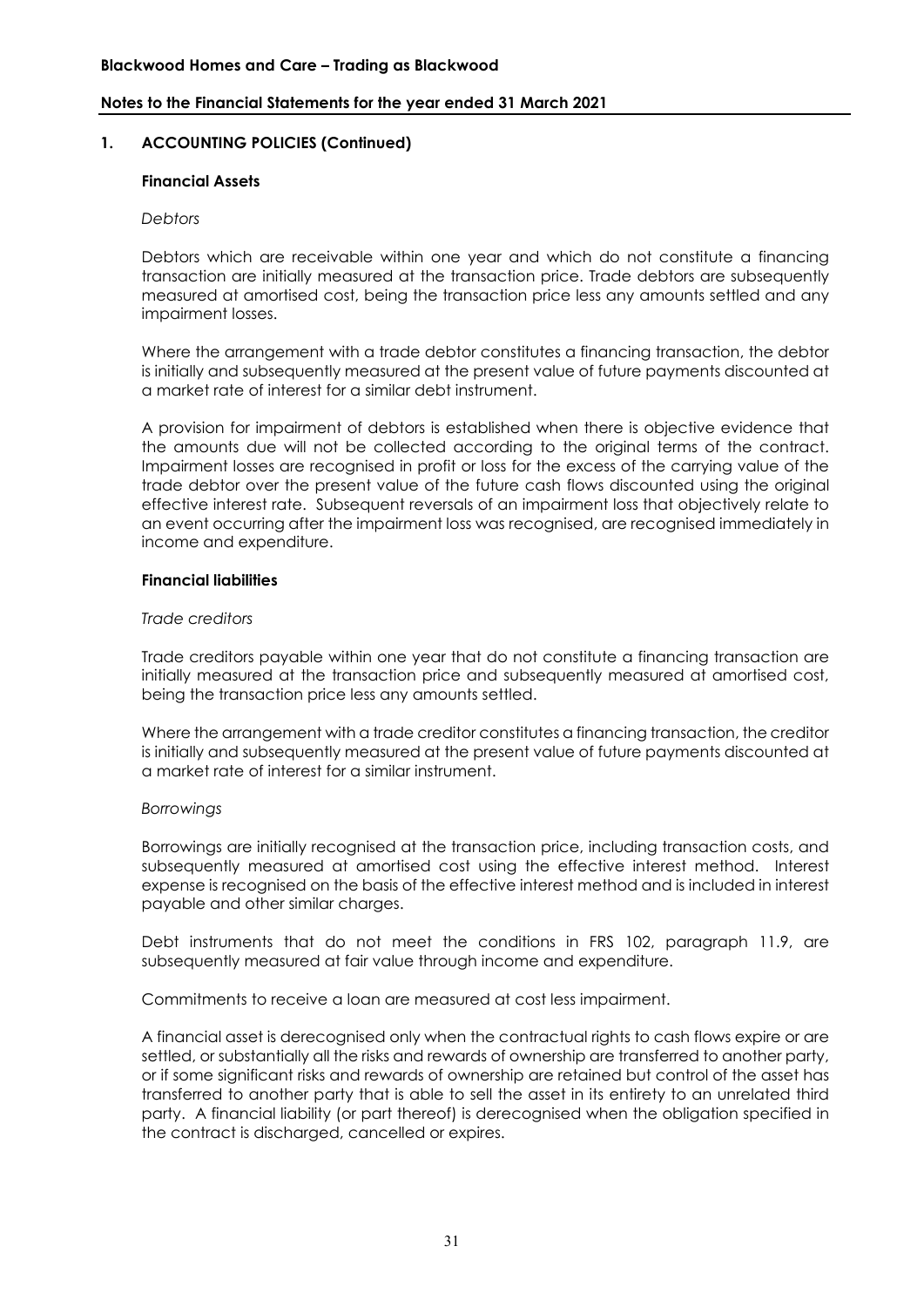## 1. ACCOUNTING POLICIES (Continued)

### Financial Assets

*Debtors*

Debtors which are receivable within one year and which do not constitute a financing transaction are initially measured at the transaction price. Trade debtors are subsequently measured at amortised cost, being the transaction price less any amounts settled and any impairment losses.

Where the arrangement with a trade debtor constitutes a financing transaction, the debtor is initially and subsequently measured at the present value of future payments discounted at a market rate of interest for a similar debt instrument.

A provision for impairment of debtors is established when there is objective evidence that the amounts due will not be collected according to the original terms of the contract. Impairment losses are recognised in profit or loss for the excess of the carrying value of the trade debtor over the present value of the future cash flows discounted using the original effective interest rate. Subsequent reversals of an impairment loss that objectively relate to an event occurring after the impairment loss was recognised, are recognised immediately in income and expenditure.

### Financial liabilities

*Trade creditors*

Trade creditors payable within one year that do not constitute a financing transaction are initially measured at the transaction price and subsequently measured at amortised cost, being the transaction price less any amounts settled.

Where the arrangement with a trade creditor constitutes a financing transaction, the creditor is initially and subsequently measured at the present value of future payments discounted at a market rate of interest for a similar instrument.

*Borrowings*

Borrowings are initially recognised at the transaction price, including transaction costs, and subsequently measured at amortised cost using the effective interest method. Interest expense is recognised on the basis of the effective interest method and is included in interest payable and other similar charges.

Debt instruments that do not meet the conditions in FRS 102, paragraph 11.9, are subsequently measured at fair value through income and expenditure.

Commitments to receive a loan are measured at cost less impairment.

A financial asset is derecognised only when the contractual rights to cash flows expire or are settled, or substantially all the risks and rewards of ownership are transferred to another party, or if some significant risks and rewards of ownership are retained but control of the asset has transferred to another party that is able to sell the asset in its entirety to an unrelated third party. A financial liability (or part thereof) is derecognised when the obligation specified in the contract is discharged, cancelled or expires.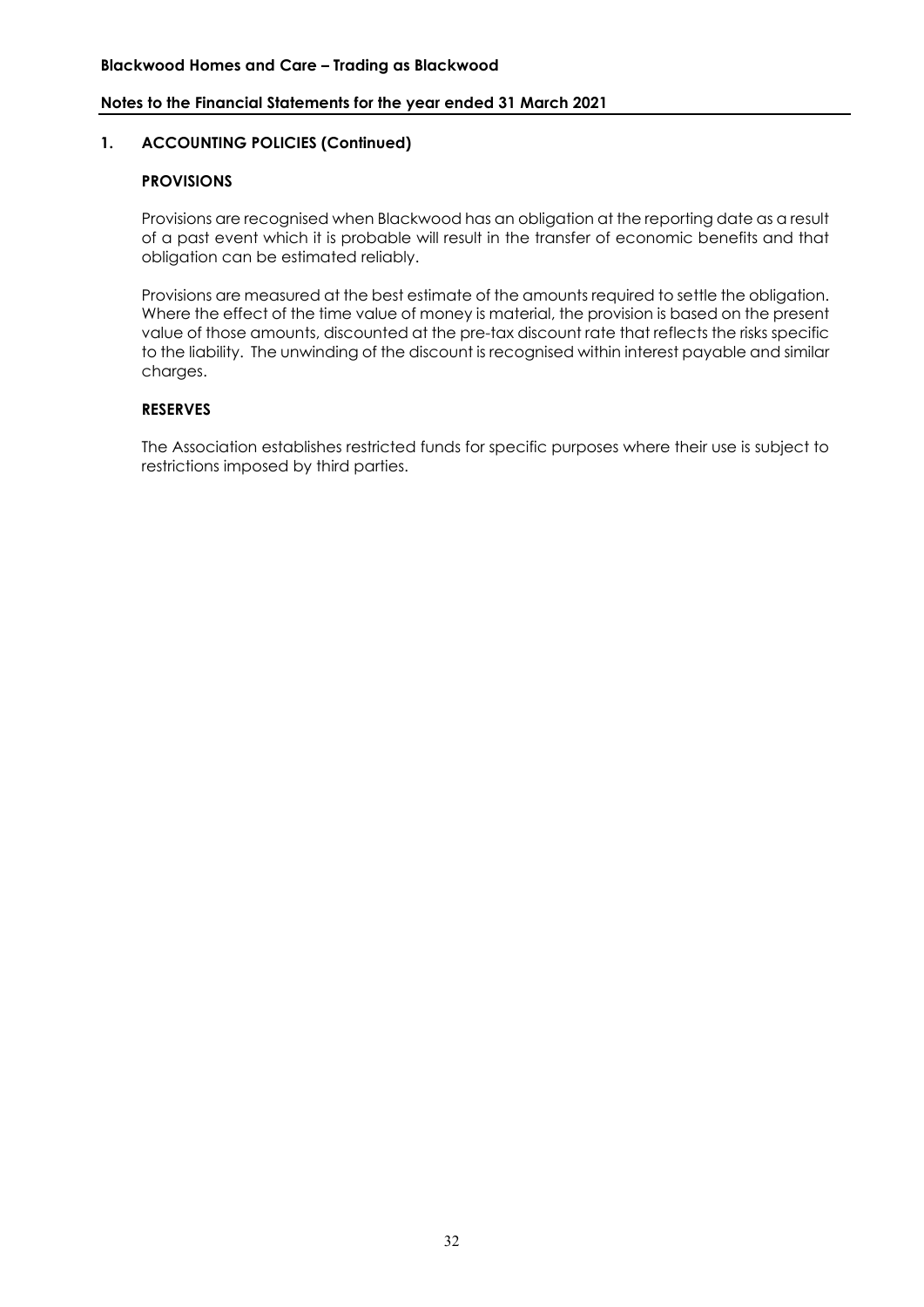## 1. ACCOUNTING POLICIES (Continued)

### PROVISIONS

Provisions are recognised when Blackwood has an obligation at the reporting date as a result of a past event which it is probable will result in the transfer of economic benefits and that obligation can be estimated reliably.

Provisions are measured at the best estimate of the amounts required to settle the obligation. Where the effect of the time value of money is material, the provision is based on the present value of those amounts, discounted at the pre-tax discount rate that reflects the risks specific to the liability. The unwinding of the discount is recognised within interest payable and similar charges.

### RESERVES

The Association establishes restricted funds for specific purposes where their use is subject to restrictions imposed by third parties.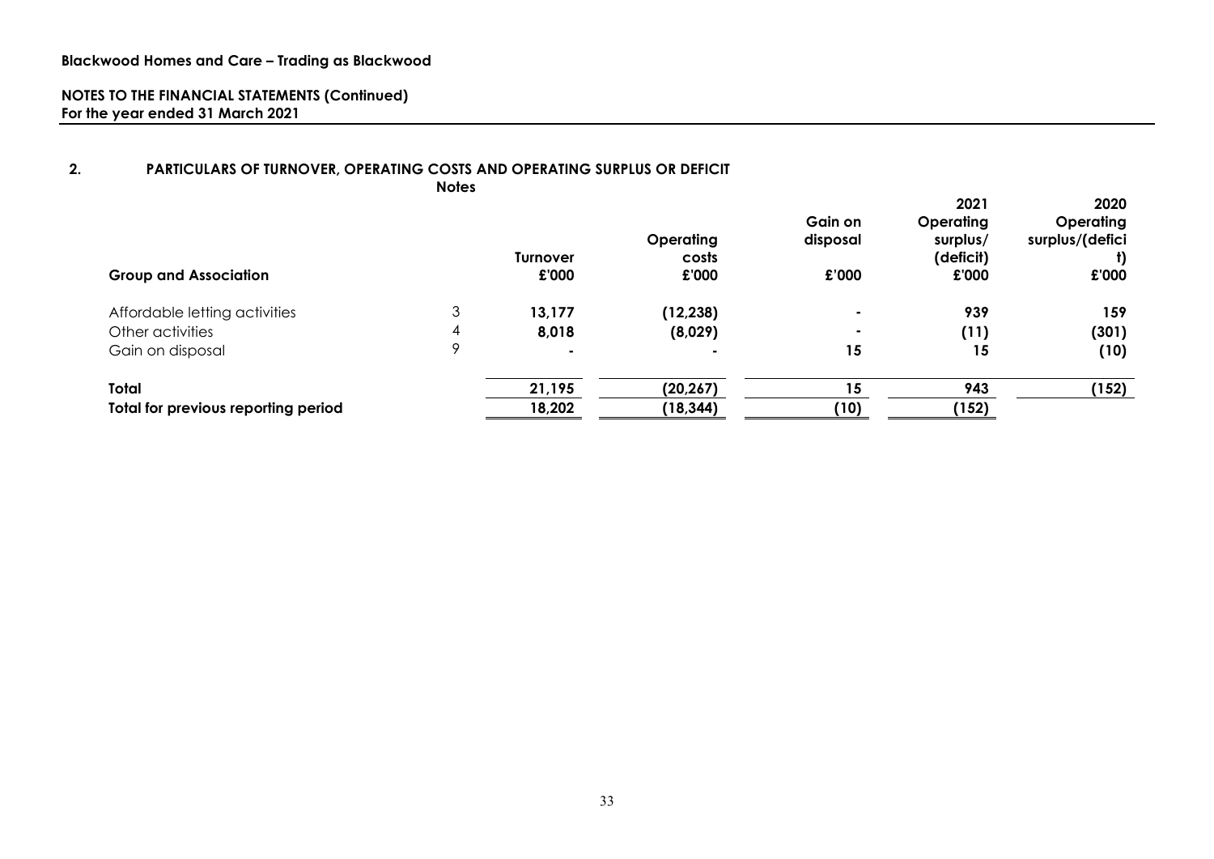**Blackwood Homes and Care – Trading as Blackwood**

**NOTES TO THE FINANCIAL STATEMENTS (Continued)**
**For the year ended 31 March 2021**

## 2. PARTICULARS OF TURNOVER, OPERATING COSTS AND OPERATING SURPLUS OR DEFICIT

| Group and Association | Notes | Turnover £'000 | Operating costs £'000 | Gain on disposal £'000 | 2021 Operating surplus/ (deficit) £'000 | 2020 Operating surplus/(deficit) £'000 |
|---|---|---|---|---|---|---|
| Affordable letting activities | 3 | **13,177** | **(12,238)** | **-** | **939** | **159** |
| Other activities | 4 | **8,018** | **(8,029)** | **-** | **(11)** | **(301)** |
| Gain on disposal | 9 | **-** | **-** | **15** | **15** | **(10)** |
| **Total** | | **21,195** | **(20,267)** | **15** | **943** | **(152)** |
| **Total for previous reporting period** | | **18,202** | **(18,344)** | **(10)** | **(152)** | |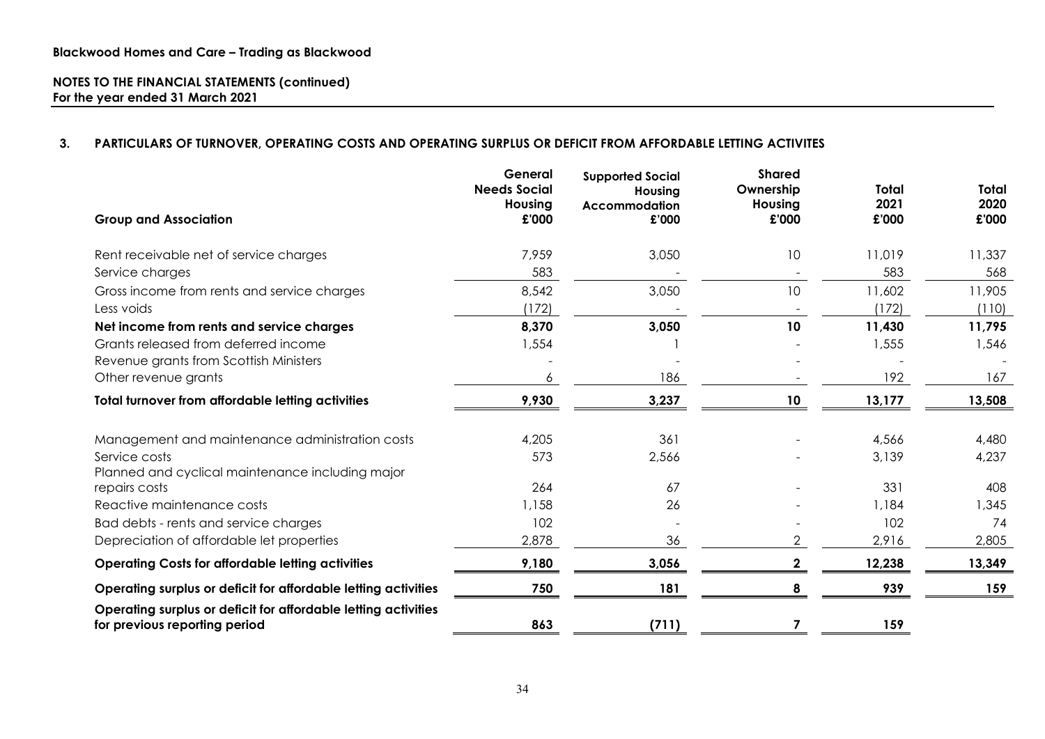**Blackwood Homes and Care – Trading as Blackwood**

**NOTES TO THE FINANCIAL STATEMENTS (continued)**
**For the year ended 31 March 2021**

## 3. PARTICULARS OF TURNOVER, OPERATING COSTS AND OPERATING SURPLUS OR DEFICIT FROM AFFORDABLE LETTING ACTIVITES

| Group and Association | General Needs Social Housing £'000 | Supported Social Housing Accommodation £'000 | Shared Ownership Housing £'000 | Total 2021 £'000 | Total 2020 £'000 |
|---|---|---|---|---|---|
| Rent receivable net of service charges | 7,959 | 3,050 | 10 | 11,019 | 11,337 |
| Service charges | 583 | - | - | 583 | 568 |
| Gross income from rents and service charges | 8,542 | 3,050 | 10 | 11,602 | 11,905 |
| Less voids | (172) | - | - | (172) | (110) |
| **Net income from rents and service charges** | **8,370** | **3,050** | **10** | **11,430** | **11,795** |
| Grants released from deferred income | 1,554 | 1 | - | 1,555 | 1,546 |
| Revenue grants from Scottish Ministers | - | - | - | - | - |
| Other revenue grants | 6 | 186 | - | 192 | 167 |
| **Total turnover from affordable letting activities** | **9,930** | **3,237** | **10** | **13,177** | **13,508** |
| Management and maintenance administration costs | 4,205 | 361 | - | 4,566 | 4,480 |
| Service costs | 573 | 2,566 | - | 3,139 | 4,237 |
| Planned and cyclical maintenance including major repairs costs | 264 | 67 | - | 331 | 408 |
| Reactive maintenance costs | 1,158 | 26 | - | 1,184 | 1,345 |
| Bad debts - rents and service charges | 102 | - | - | 102 | 74 |
| Depreciation of affordable let properties | 2,878 | 36 | 2 | 2,916 | 2,805 |
| **Operating Costs for affordable letting activities** | **9,180** | **3,056** | **2** | **12,238** | **13,349** |
| **Operating surplus or deficit for affordable letting activities** | **750** | **181** | **8** | **939** | **159** |
| **Operating surplus or deficit for affordable letting activities for previous reporting period** | **863** | **(711)** | **7** | **159** | |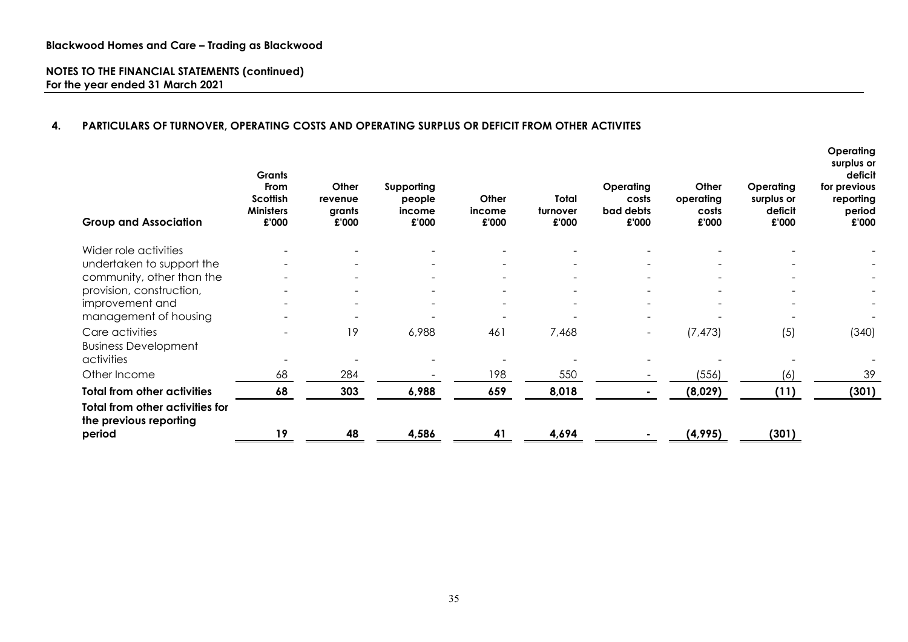**Blackwood Homes and Care – Trading as Blackwood**

**NOTES TO THE FINANCIAL STATEMENTS (continued)**
**For the year ended 31 March 2021**

## 4. PARTICULARS OF TURNOVER, OPERATING COSTS AND OPERATING SURPLUS OR DEFICIT FROM OTHER ACTIVITES

| Group and Association | Grants From Scottish Ministers £'000 | Other revenue grants £'000 | Supporting people income £'000 | Other income £'000 | Total turnover £'000 | Operating costs bad debts £'000 | Other operating costs £'000 | Operating surplus or deficit £'000 | Operating surplus or deficit for previous reporting period £'000 |
|---|---|---|---|---|---|---|---|---|---|
| Wider role activities undertaken to support the community, other than the provision, construction, improvement and management of housing | - | - | - | - | - | - | - | - | - |
| Care activities | - | 19 | 6,988 | 461 | 7,468 | - | (7,473) | (5) | (340) |
| Business Development activities | - | - | - | - | - | - | - | - | - |
| Other Income | 68 | 284 | - | 198 | 550 | - | (556) | (6) | 39 |
| **Total from other activities** | **68** | **303** | **6,988** | **659** | **8,018** | **-** | **(8,029)** | **(11)** | **(301)** |
| **Total from other activities for the previous reporting period** | **19** | **48** | **4,586** | **41** | **4,694** | **-** | **(4,995)** | **(301)** | |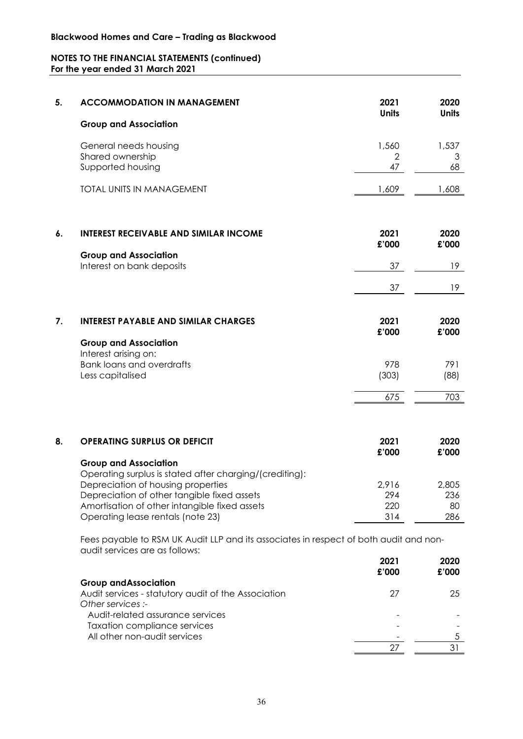**Blackwood Homes and Care – Trading as Blackwood**

**NOTES TO THE FINANCIAL STATEMENTS (continued)**
**For the year ended 31 March 2021**

## 5. ACCOMMODATION IN MANAGEMENT

| | 2021 Units | 2020 Units |
|---|---|---|
| **Group and Association** | | |
| General needs housing | 1,560 | 1,537 |
| Shared ownership | 2 | 3 |
| Supported housing | 47 | 68 |
| TOTAL UNITS IN MANAGEMENT | 1,609 | 1,608 |

## 6. INTEREST RECEIVABLE AND SIMILAR INCOME

| | 2021 £'000 | 2020 £'000 |
|---|---|---|
| **Group and Association** | | |
| Interest on bank deposits | 37 | 19 |
| | 37 | 19 |

## 7. INTEREST PAYABLE AND SIMILAR CHARGES

| | 2021 £'000 | 2020 £'000 |
|---|---|---|
| **Group and Association** | | |
| Interest arising on: | | |
| Bank loans and overdrafts | 978 | 791 |
| Less capitalised | (303) | (88) |
| | 675 | 703 |

## 8. OPERATING SURPLUS OR DEFICIT

| | 2021 £'000 | 2020 £'000 |
|---|---|---|
| **Group and Association** | | |
| Operating surplus is stated after charging/(crediting): | | |
| Depreciation of housing properties | 2,916 | 2,805 |
| Depreciation of other tangible fixed assets | 294 | 236 |
| Amortisation of other intangible fixed assets | 220 | 80 |
| Operating lease rentals (note 23) | 314 | 286 |

Fees payable to RSM UK Audit LLP and its associates in respect of both audit and non-audit services are as follows:

| | 2021 £'000 | 2020 £'000 |
|---|---|---|
| **Group andAssociation** | | |
| Audit services - statutory audit of the Association | 27 | 25 |
| *Other services :-* | | |
| Audit-related assurance services | - | - |
| Taxation compliance services | - | - |
| All other non-audit services | - | 5 |
| | 27 | 31 |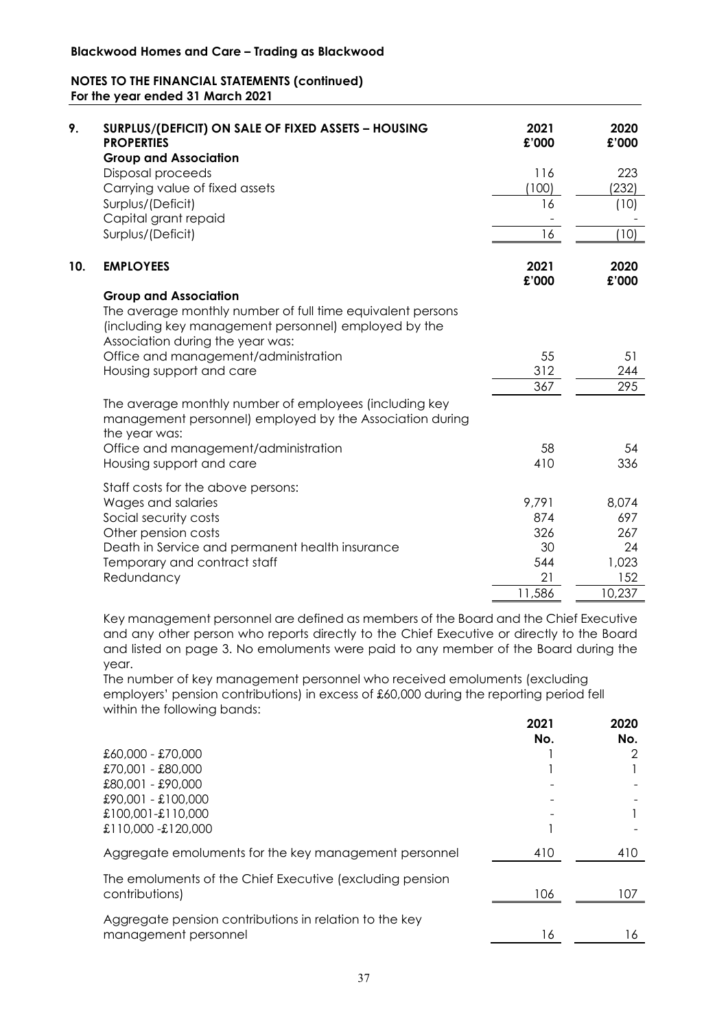**Blackwood Homes and Care – Trading as Blackwood**

**NOTES TO THE FINANCIAL STATEMENTS (continued)**
**For the year ended 31 March 2021**

## 9. SURPLUS/(DEFICIT) ON SALE OF FIXED ASSETS – HOUSING PROPERTIES

| | 2021 £'000 | 2020 £'000 |
|---|---|---|
| **Group and Association** | | |
| Disposal proceeds | 116 | 223 |
| Carrying value of fixed assets | (100) | (232) |
| Surplus/(Deficit) | 16 | (10) |
| Capital grant repaid | - | - |
| Surplus/(Deficit) | 16 | (10) |

## 10. EMPLOYEES

| | 2021 £'000 | 2020 £'000 |
|---|---|---|
| **Group and Association** | | |
| The average monthly number of full time equivalent persons (including key management personnel) employed by the Association during the year was: | | |
| Office and management/administration | 55 | 51 |
| Housing support and care | 312 | 244 |
| | 367 | 295 |
| The average monthly number of employees (including key management personnel) employed by the Association during the year was: | | |
| Office and management/administration | 58 | 54 |
| Housing support and care | 410 | 336 |
| Staff costs for the above persons: | | |
| Wages and salaries | 9,791 | 8,074 |
| Social security costs | 874 | 697 |
| Other pension costs | 326 | 267 |
| Death in Service and permanent health insurance | 30 | 24 |
| Temporary and contract staff | 544 | 1,023 |
| Redundancy | 21 | 152 |
| | 11,586 | 10,237 |

Key management personnel are defined as members of the Board and the Chief Executive and any other person who reports directly to the Chief Executive or directly to the Board and listed on page 3. No emoluments were paid to any member of the Board during the year.

The number of key management personnel who received emoluments (excluding employers' pension contributions) in excess of £60,000 during the reporting period fell within the following bands:

| | 2021 No. | 2020 No. |
|---|---|---|
| £60,000 - £70,000 | 1 | 2 |
| £70,001 - £80,000 | 1 | 1 |
| £80,001 - £90,000 | - | - |
| £90,001 - £100,000 | - | - |
| £100,001-£110,000 | - | 1 |
| £110,000 -£120,000 | 1 | - |
| Aggregate emoluments for the key management personnel | 410 | 410 |
| The emoluments of the Chief Executive (excluding pension contributions) | 106 | 107 |
| Aggregate pension contributions in relation to the key management personnel | 16 | 16 |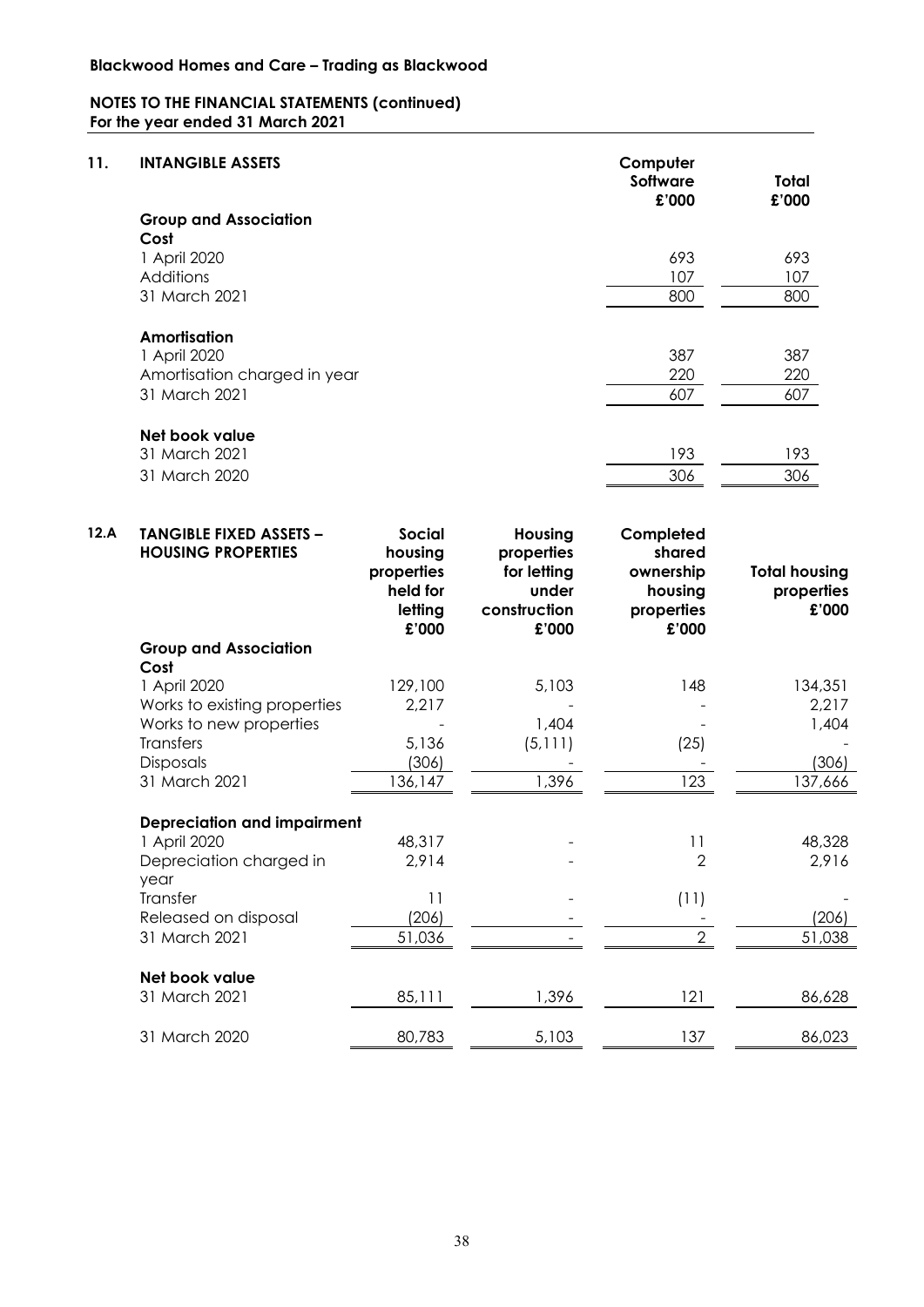**Blackwood Homes and Care – Trading as Blackwood**

**NOTES TO THE FINANCIAL STATEMENTS (continued)**
**For the year ended 31 March 2021**

## 11. INTANGIBLE ASSETS

| | Computer Software £'000 | Total £'000 |
|---|---|---|
| **Group and Association** | | |
| **Cost** | | |
| 1 April 2020 | 693 | 693 |
| Additions | 107 | 107 |
| 31 March 2021 | 800 | 800 |
| | | |
| **Amortisation** | | |
| 1 April 2020 | 387 | 387 |
| Amortisation charged in year | 220 | 220 |
| 31 March 2021 | 607 | 607 |
| | | |
| **Net book value** | | |
| 31 March 2021 | 193 | 193 |
| 31 March 2020 | 306 | 306 |

## 12.A TANGIBLE FIXED ASSETS – HOUSING PROPERTIES

| | Social housing properties held for letting £'000 | Housing properties for letting under construction £'000 | Completed shared ownership housing properties £'000 | Total housing properties £'000 |
|---|---|---|---|---|
| **Group and Association** | | | | |
| **Cost** | | | | |
| 1 April 2020 | 129,100 | 5,103 | 148 | 134,351 |
| Works to existing properties | 2,217 | - | - | 2,217 |
| Works to new properties | - | 1,404 | - | 1,404 |
| Transfers | 5,136 | (5,111) | (25) | - |
| Disposals | (306) | - | - | (306) |
| 31 March 2021 | 136,147 | 1,396 | 123 | 137,666 |
| | | | | |
| **Depreciation and impairment** | | | | |
| 1 April 2020 | 48,317 | - | 11 | 48,328 |
| Depreciation charged in year | 2,914 | - | 2 | 2,916 |
| Transfer | 11 | - | (11) | - |
| Released on disposal | (206) | - | - | (206) |
| 31 March 2021 | 51,036 | - | 2 | 51,038 |
| | | | | |
| **Net book value** | | | | |
| 31 March 2021 | 85,111 | 1,396 | 121 | 86,628 |
| 31 March 2020 | 80,783 | 5,103 | 137 | 86,023 |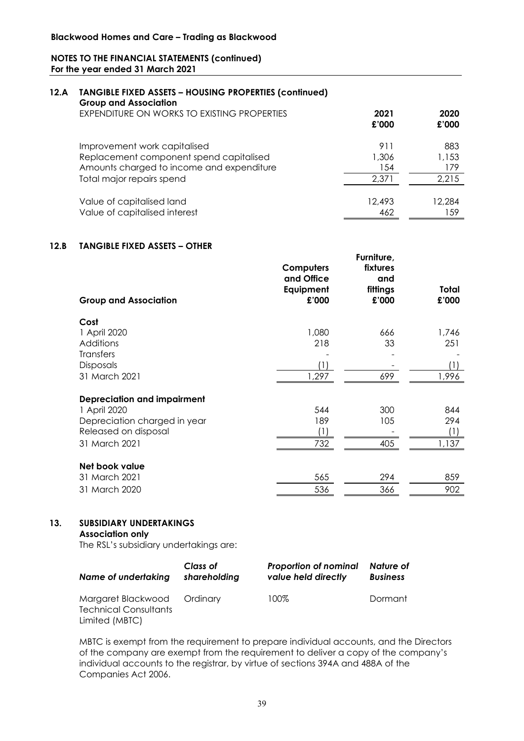**Blackwood Homes and Care – Trading as Blackwood**

**NOTES TO THE FINANCIAL STATEMENTS (continued)**
**For the year ended 31 March 2021**

## 12.A TANGIBLE FIXED ASSETS – HOUSING PROPERTIES (continued)

**Group and Association**

| EXPENDITURE ON WORKS TO EXISTING PROPERTIES | 2021 £'000 | 2020 £'000 |
|---|---|---|
| Improvement work capitalised | 911 | 883 |
| Replacement component spend capitalised | 1,306 | 1,153 |
| Amounts charged to income and expenditure | 154 | 179 |
| Total major repairs spend | 2,371 | 2,215 |
| | | |
| Value of capitalised land | 12,493 | 12,284 |
| Value of capitalised interest | 462 | 159 |

## 12.B TANGIBLE FIXED ASSETS – OTHER

| Group and Association | Computers and Office Equipment £'000 | Furniture, fixtures and fittings £'000 | Total £'000 |
|---|---|---|---|
| **Cost** | | | |
| 1 April 2020 | 1,080 | 666 | 1,746 |
| Additions | 218 | 33 | 251 |
| Transfers | - | - | - |
| Disposals | (1) | - | (1) |
| 31 March 2021 | 1,297 | 699 | 1,996 |
| **Depreciation and impairment** | | | |
| 1 April 2020 | 544 | 300 | 844 |
| Depreciation charged in year | 189 | 105 | 294 |
| Released on disposal | (1) | - | (1) |
| 31 March 2021 | 732 | 405 | 1,137 |
| **Net book value** | | | |
| 31 March 2021 | 565 | 294 | 859 |
| 31 March 2020 | 536 | 366 | 902 |

## 13. SUBSIDIARY UNDERTAKINGS

**Association only**

The RSL's subsidiary undertakings are:

| *Name of undertaking* | *Class of shareholding* | *Proportion of nominal value held directly* | *Nature of Business* |
|---|---|---|---|
| Margaret Blackwood Technical Consultants Limited (MBTC) | Ordinary | 100% | Dormant |

MBTC is exempt from the requirement to prepare individual accounts, and the Directors of the company are exempt from the requirement to deliver a copy of the company's individual accounts to the registrar, by virtue of sections 394A and 488A of the Companies Act 2006.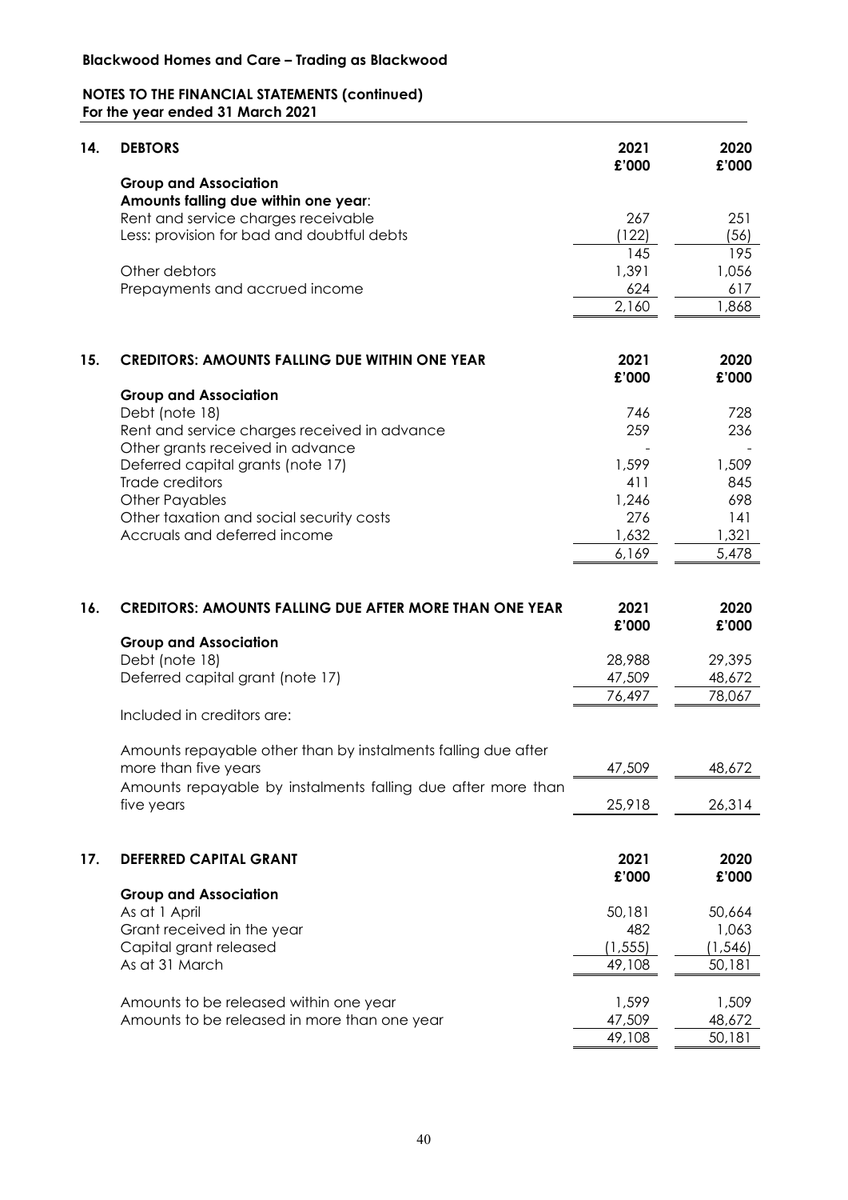**Blackwood Homes and Care – Trading as Blackwood**

**NOTES TO THE FINANCIAL STATEMENTS (continued)**
**For the year ended 31 March 2021**

## 14. DEBTORS

| | 2021 £'000 | 2020 £'000 |
|---|---|---|
| **Group and Association** | | |
| **Amounts falling due within one year**: | | |
| Rent and service charges receivable | 267 | 251 |
| Less: provision for bad and doubtful debts | (122) | (56) |
| | 145 | 195 |
| Other debtors | 1,391 | 1,056 |
| Prepayments and accrued income | 624 | 617 |
| | 2,160 | 1,868 |

## 15. CREDITORS: AMOUNTS FALLING DUE WITHIN ONE YEAR

| | 2021 £'000 | 2020 £'000 |
|---|---|---|
| **Group and Association** | | |
| Debt (note 18) | 746 | 728 |
| Rent and service charges received in advance | 259 | 236 |
| Other grants received in advance | - | - |
| Deferred capital grants (note 17) | 1,599 | 1,509 |
| Trade creditors | 411 | 845 |
| Other Payables | 1,246 | 698 |
| Other taxation and social security costs | 276 | 141 |
| Accruals and deferred income | 1,632 | 1,321 |
| | 6,169 | 5,478 |

## 16. CREDITORS: AMOUNTS FALLING DUE AFTER MORE THAN ONE YEAR

| | 2021 £'000 | 2020 £'000 |
|---|---|---|
| **Group and Association** | | |
| Debt (note 18) | 28,988 | 29,395 |
| Deferred capital grant (note 17) | 47,509 | 48,672 |
| | 76,497 | 78,067 |
| Included in creditors are: | | |
| Amounts repayable other than by instalments falling due after more than five years | 47,509 | 48,672 |
| Amounts repayable by instalments falling due after more than five years | 25,918 | 26,314 |

## 17. DEFERRED CAPITAL GRANT

| | 2021 £'000 | 2020 £'000 |
|---|---|---|
| **Group and Association** | | |
| As at 1 April | 50,181 | 50,664 |
| Grant received in the year | 482 | 1,063 |
| Capital grant released | (1,555) | (1,546) |
| As at 31 March | 49,108 | 50,181 |
| | | |
| Amounts to be released within one year | 1,599 | 1,509 |
| Amounts to be released in more than one year | 47,509 | 48,672 |
| | 49,108 | 50,181 |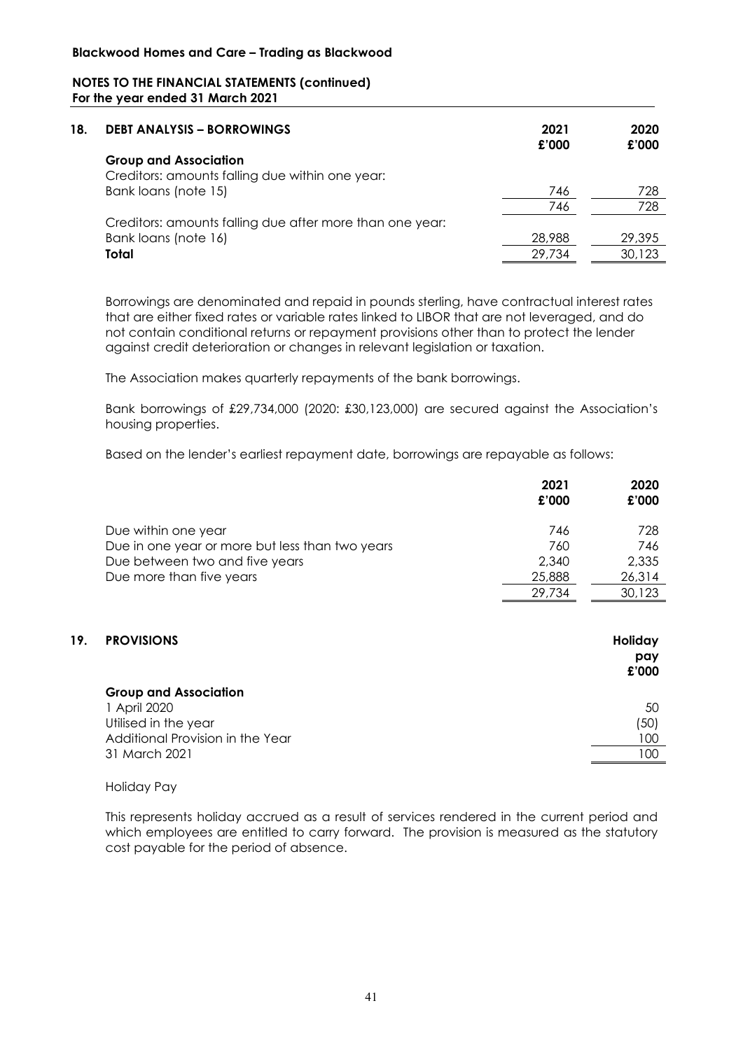## 18. DEBT ANALYSIS – BORROWINGS

| | 2021 £'000 | 2020 £'000 |
|---|---|---|
| **Group and Association** | | |
| Creditors: amounts falling due within one year: | | |
| Bank loans (note 15) | 746 | 728 |
| | 746 | 728 |
| Creditors: amounts falling due after more than one year: | | |
| Bank loans (note 16) | 28,988 | 29,395 |
| **Total** | 29,734 | 30,123 |

Borrowings are denominated and repaid in pounds sterling, have contractual interest rates that are either fixed rates or variable rates linked to LIBOR that are not leveraged, and do not contain conditional returns or repayment provisions other than to protect the lender against credit deterioration or changes in relevant legislation or taxation.

The Association makes quarterly repayments of the bank borrowings.

Bank borrowings of £29,734,000 (2020: £30,123,000) are secured against the Association's housing properties.

Based on the lender's earliest repayment date, borrowings are repayable as follows:

| | 2021 £'000 | 2020 £'000 |
|---|---|---|
| Due within one year | 746 | 728 |
| Due in one year or more but less than two years | 760 | 746 |
| Due between two and five years | 2,340 | 2,335 |
| Due more than five years | 25,888 | 26,314 |
| | 29,734 | 30,123 |

## 19. PROVISIONS

| | Holiday pay £'000 |
|---|---|
| **Group and Association** | |
| 1 April 2020 | 50 |
| Utilised in the year | (50) |
| Additional Provision in the Year | 100 |
| 31 March 2021 | 100 |

Holiday Pay

This represents holiday accrued as a result of services rendered in the current period and which employees are entitled to carry forward. The provision is measured as the statutory cost payable for the period of absence.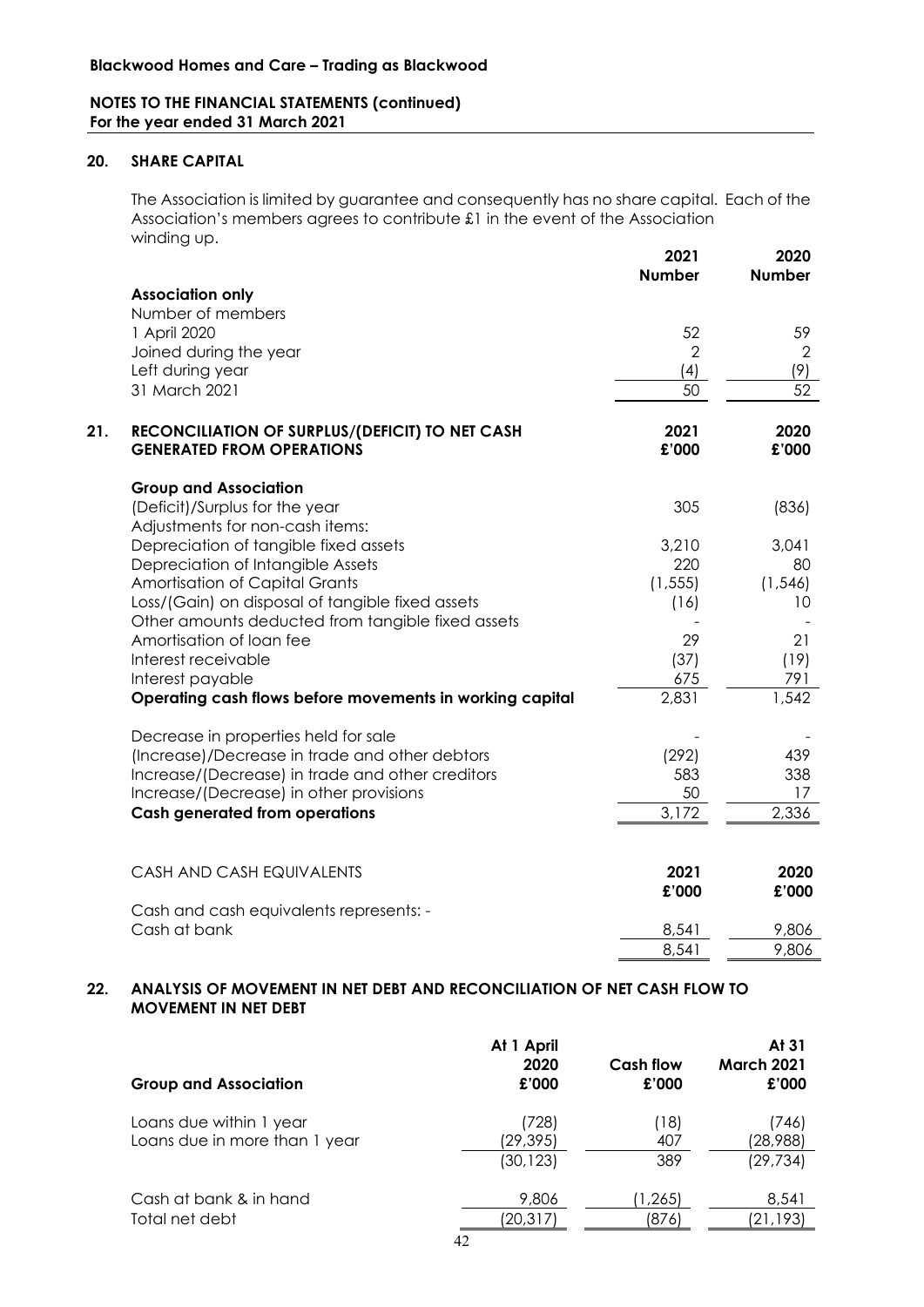**Blackwood Homes and Care – Trading as Blackwood**

**NOTES TO THE FINANCIAL STATEMENTS (continued)**
**For the year ended 31 March 2021**

## 20. SHARE CAPITAL

The Association is limited by guarantee and consequently has no share capital. Each of the Association's members agrees to contribute £1 in the event of the Association winding up.

| | 2021 Number | 2020 Number |
|---|---|---|
| **Association only** | | |
| Number of members | | |
| 1 April 2020 | 52 | 59 |
| Joined during the year | 2 | 2 |
| Left during year | (4) | (9) |
| 31 March 2021 | 50 | 52 |

## 21. RECONCILIATION OF SURPLUS/(DEFICIT) TO NET CASH GENERATED FROM OPERATIONS

| | 2021 £'000 | 2020 £'000 |
|---|---|---|
| **Group and Association** | | |
| (Deficit)/Surplus for the year | 305 | (836) |
| Adjustments for non-cash items: | | |
| Depreciation of tangible fixed assets | 3,210 | 3,041 |
| Depreciation of Intangible Assets | 220 | 80 |
| Amortisation of Capital Grants | (1,555) | (1,546) |
| Loss/(Gain) on disposal of tangible fixed assets | (16) | 10 |
| Other amounts deducted from tangible fixed assets | - | - |
| Amortisation of loan fee | 29 | 21 |
| Interest receivable | (37) | (19) |
| Interest payable | 675 | 791 |
| **Operating cash flows before movements in working capital** | 2,831 | 1,542 |
| Decrease in properties held for sale | - | - |
| (Increase)/Decrease in trade and other debtors | (292) | 439 |
| Increase/(Decrease) in trade and other creditors | 583 | 338 |
| Increase/(Decrease) in other provisions | 50 | 17 |
| **Cash generated from operations** | 3,172 | 2,336 |

| CASH AND CASH EQUIVALENTS | 2021 £'000 | 2020 £'000 |
|---|---|---|
| Cash and cash equivalents represents: - | | |
| Cash at bank | 8,541 | 9,806 |
| | 8,541 | 9,806 |

## 22. ANALYSIS OF MOVEMENT IN NET DEBT AND RECONCILIATION OF NET CASH FLOW TO MOVEMENT IN NET DEBT

| Group and Association | At 1 April 2020 £'000 | Cash flow £'000 | At 31 March 2021 £'000 |
|---|---|---|---|
| Loans due within 1 year | (728) | (18) | (746) |
| Loans due in more than 1 year | (29,395) | 407 | (28,988) |
| | (30,123) | 389 | (29,734) |
| Cash at bank & in hand | 9,806 | (1,265) | 8,541 |
| Total net debt | (20,317) | (876) | (21,193) |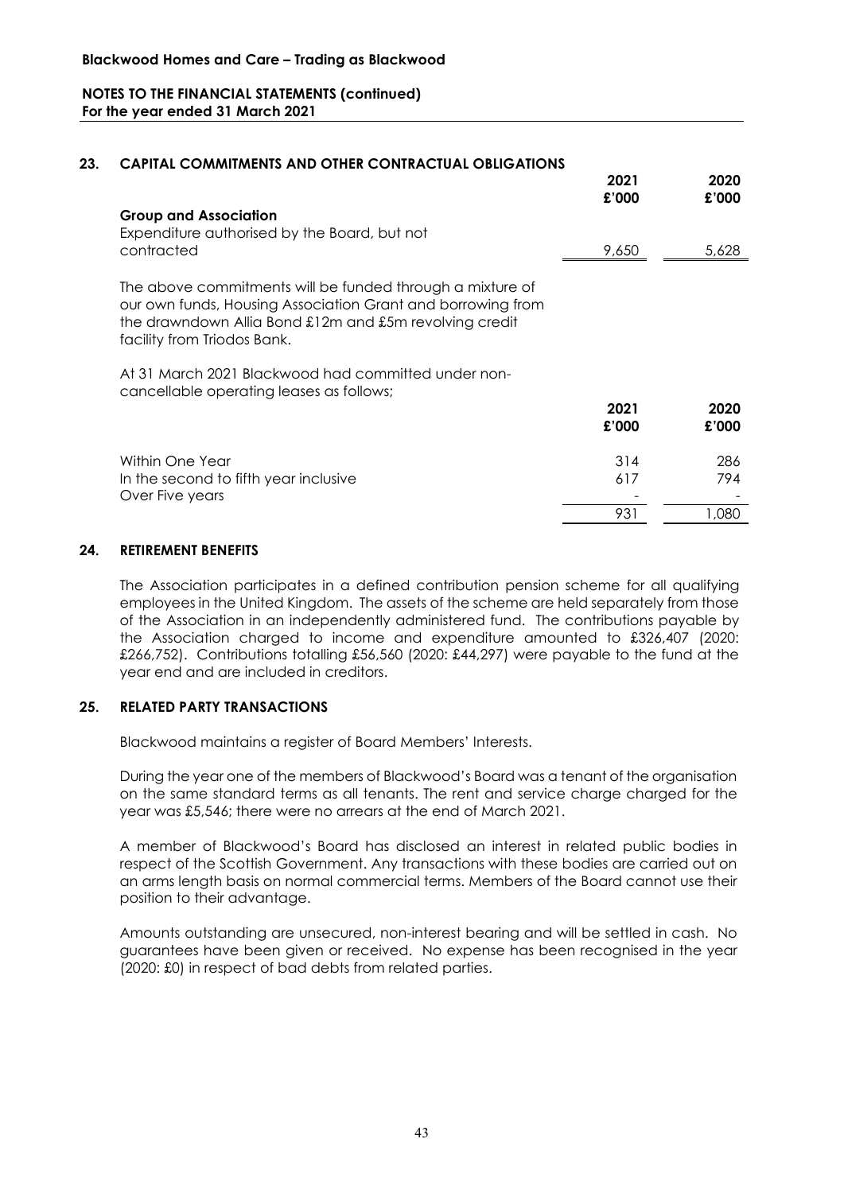## 23. CAPITAL COMMITMENTS AND OTHER CONTRACTUAL OBLIGATIONS

| | 2021 £'000 | 2020 £'000 |
|---|---|---|
| **Group and Association** | | |
| Expenditure authorised by the Board, but not contracted | 9,650 | 5,628 |

The above commitments will be funded through a mixture of our own funds, Housing Association Grant and borrowing from the drawndown Allia Bond £12m and £5m revolving credit facility from Triodos Bank.

At 31 March 2021 Blackwood had committed under non-cancellable operating leases as follows;

| | 2021 £'000 | 2020 £'000 |
|---|---|---|
| Within One Year | 314 | 286 |
| In the second to fifth year inclusive | 617 | 794 |
| Over Five years | - | - |
| | 931 | 1,080 |

## 24. RETIREMENT BENEFITS

The Association participates in a defined contribution pension scheme for all qualifying employees in the United Kingdom. The assets of the scheme are held separately from those of the Association in an independently administered fund. The contributions payable by the Association charged to income and expenditure amounted to £326,407 (2020: £266,752). Contributions totalling £56,560 (2020: £44,297) were payable to the fund at the year end and are included in creditors.

## 25. RELATED PARTY TRANSACTIONS

Blackwood maintains a register of Board Members' Interests.

During the year one of the members of Blackwood's Board was a tenant of the organisation on the same standard terms as all tenants. The rent and service charge charged for the year was £5,546; there were no arrears at the end of March 2021.

A member of Blackwood's Board has disclosed an interest in related public bodies in respect of the Scottish Government. Any transactions with these bodies are carried out on an arms length basis on normal commercial terms. Members of the Board cannot use their position to their advantage.

Amounts outstanding are unsecured, non-interest bearing and will be settled in cash. No guarantees have been given or received. No expense has been recognised in the year (2020: £0) in respect of bad debts from related parties.